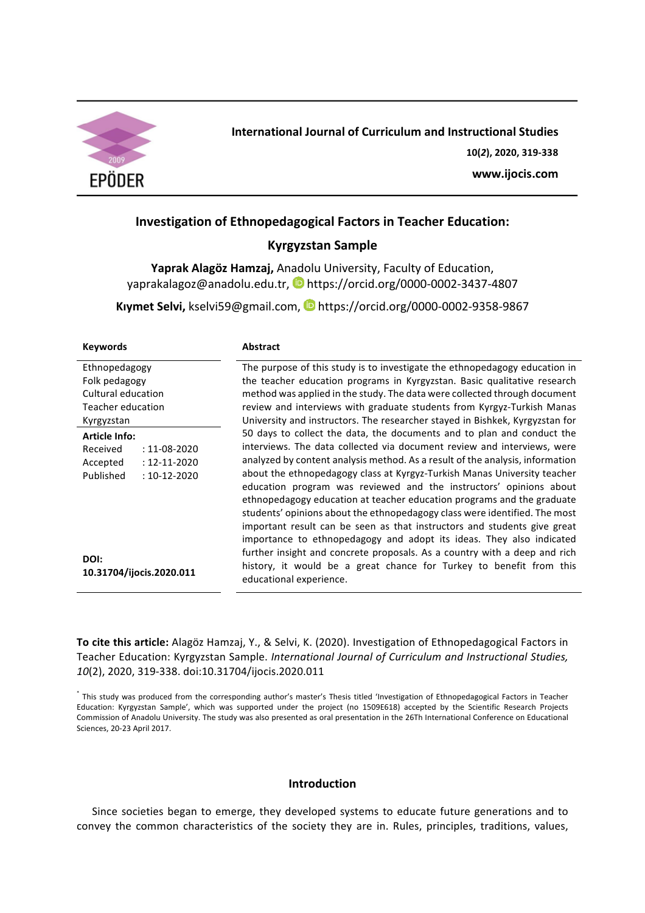**International Journal of Curriculum and Instructional Studies**

**10(2), 2020, 319-338**

**www.ijocis.com**

# Investigation of Ethnopedagogical Factors in Teacher Education: Kyrgyzstan Sample

**Yaprak Alagöz Hamzaj,** Anadolu University, Faculty of Education, yaprakalagoz@anadolu.edu.tr, https://orcid.org/0000-0002-3437-4807

**Kıymet Selvi,** kselvi59@gmail.com, https://orcid.org/0000-0002-9358-9867

**Keywords**

Ethnopedagogy
Folk pedagogy
Cultural education
Teacher education
Kyrgyzstan

**Article Info:**

Received : 11-08-2020
Accepted : 12-11-2020
Published : 10-12-2020

**DOI:** **10.31704/ijocis.2020.011**

**Abstract**

The purpose of this study is to investigate the ethnopedagogy education in the teacher education programs in Kyrgyzstan. Basic qualitative research method was applied in the study. The data were collected through document review and interviews with graduate students from Kyrgyz-Turkish Manas University and instructors. The researcher stayed in Bishkek, Kyrgyzstan for 50 days to collect the data, the documents and to plan and conduct the interviews. The data collected via document review and interviews, were analyzed by content analysis method. As a result of the analysis, information about the ethnopedagogy class at Kyrgyz-Turkish Manas University teacher education program was reviewed and the instructors' opinions about ethnopedagogy education at teacher education programs and the graduate students' opinions about the ethnopedagogy class were identified. The most important result can be seen as that instructors and students give great importance to ethnopedagogy and adopt its ideas. They also indicated further insight and concrete proposals. As a country with a deep and rich history, it would be a great chance for Turkey to benefit from this educational experience.

**To cite this article:** Alagöz Hamzaj, Y., & Selvi, K. (2020). Investigation of Ethnopedagogical Factors in Teacher Education: Kyrgyzstan Sample. *International Journal of Curriculum and Instructional Studies, 10*(2), 2020, 319-338. doi:10.31704/ijocis.2020.011

[*] This study was produced from the corresponding author's master's Thesis titled 'Investigation of Ethnopedagogical Factors in Teacher Education: Kyrgyzstan Sample', which was supported under the project (no 1509E618) accepted by the Scientific Research Projects Commission of Anadolu University. The study was also presented as oral presentation in the 26Th International Conference on Educational Sciences, 20-23 April 2017.

## Introduction

Since societies began to emerge, they developed systems to educate future generations and to convey the common characteristics of the society they are in. Rules, principles, traditions, values,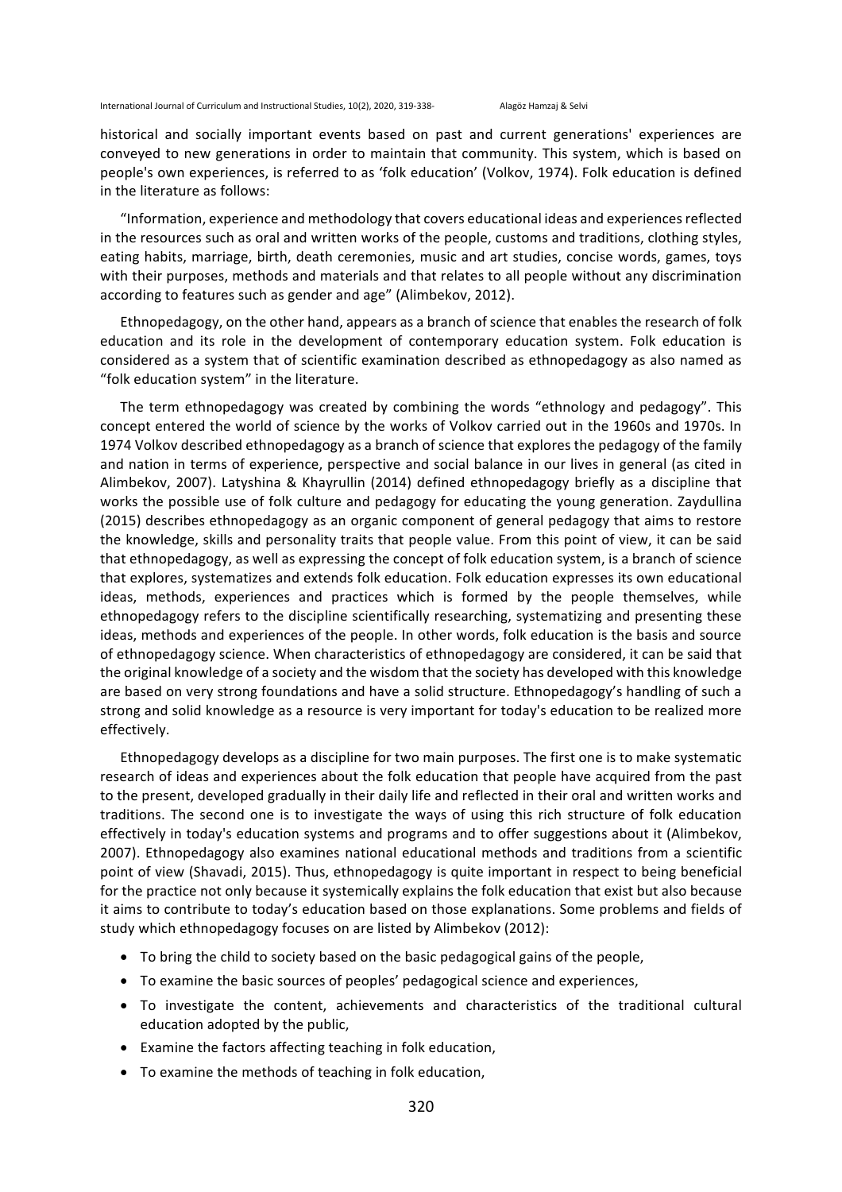historical and socially important events based on past and current generations' experiences are conveyed to new generations in order to maintain that community. This system, which is based on people's own experiences, is referred to as 'folk education' (Volkov, 1974). Folk education is defined in the literature as follows:

"Information, experience and methodology that covers educational ideas and experiences reflected in the resources such as oral and written works of the people, customs and traditions, clothing styles, eating habits, marriage, birth, death ceremonies, music and art studies, concise words, games, toys with their purposes, methods and materials and that relates to all people without any discrimination according to features such as gender and age" (Alimbekov, 2012).

Ethnopedagogy, on the other hand, appears as a branch of science that enables the research of folk education and its role in the development of contemporary education system. Folk education is considered as a system that of scientific examination described as ethnopedagogy as also named as "folk education system" in the literature.

The term ethnopedagogy was created by combining the words "ethnology and pedagogy". This concept entered the world of science by the works of Volkov carried out in the 1960s and 1970s. In 1974 Volkov described ethnopedagogy as a branch of science that explores the pedagogy of the family and nation in terms of experience, perspective and social balance in our lives in general (as cited in Alimbekov, 2007). Latyshina & Khayrullin (2014) defined ethnopedagogy briefly as a discipline that works the possible use of folk culture and pedagogy for educating the young generation. Zaydullina (2015) describes ethnopedagogy as an organic component of general pedagogy that aims to restore the knowledge, skills and personality traits that people value. From this point of view, it can be said that ethnopedagogy, as well as expressing the concept of folk education system, is a branch of science that explores, systematizes and extends folk education. Folk education expresses its own educational ideas, methods, experiences and practices which is formed by the people themselves, while ethnopedagogy refers to the discipline scientifically researching, systematizing and presenting these ideas, methods and experiences of the people. In other words, folk education is the basis and source of ethnopedagogy science. When characteristics of ethnopedagogy are considered, it can be said that the original knowledge of a society and the wisdom that the society has developed with this knowledge are based on very strong foundations and have a solid structure. Ethnopedagogy's handling of such a strong and solid knowledge as a resource is very important for today's education to be realized more effectively.

Ethnopedagogy develops as a discipline for two main purposes. The first one is to make systematic research of ideas and experiences about the folk education that people have acquired from the past to the present, developed gradually in their daily life and reflected in their oral and written works and traditions. The second one is to investigate the ways of using this rich structure of folk education effectively in today's education systems and programs and to offer suggestions about it (Alimbekov, 2007). Ethnopedagogy also examines national educational methods and traditions from a scientific point of view (Shavadi, 2015). Thus, ethnopedagogy is quite important in respect to being beneficial for the practice not only because it systemically explains the folk education that exist but also because it aims to contribute to today's education based on those explanations. Some problems and fields of study which ethnopedagogy focuses on are listed by Alimbekov (2012):

- To bring the child to society based on the basic pedagogical gains of the people,
- To examine the basic sources of peoples' pedagogical science and experiences,
- To investigate the content, achievements and characteristics of the traditional cultural education adopted by the public,
- Examine the factors affecting teaching in folk education,
- To examine the methods of teaching in folk education,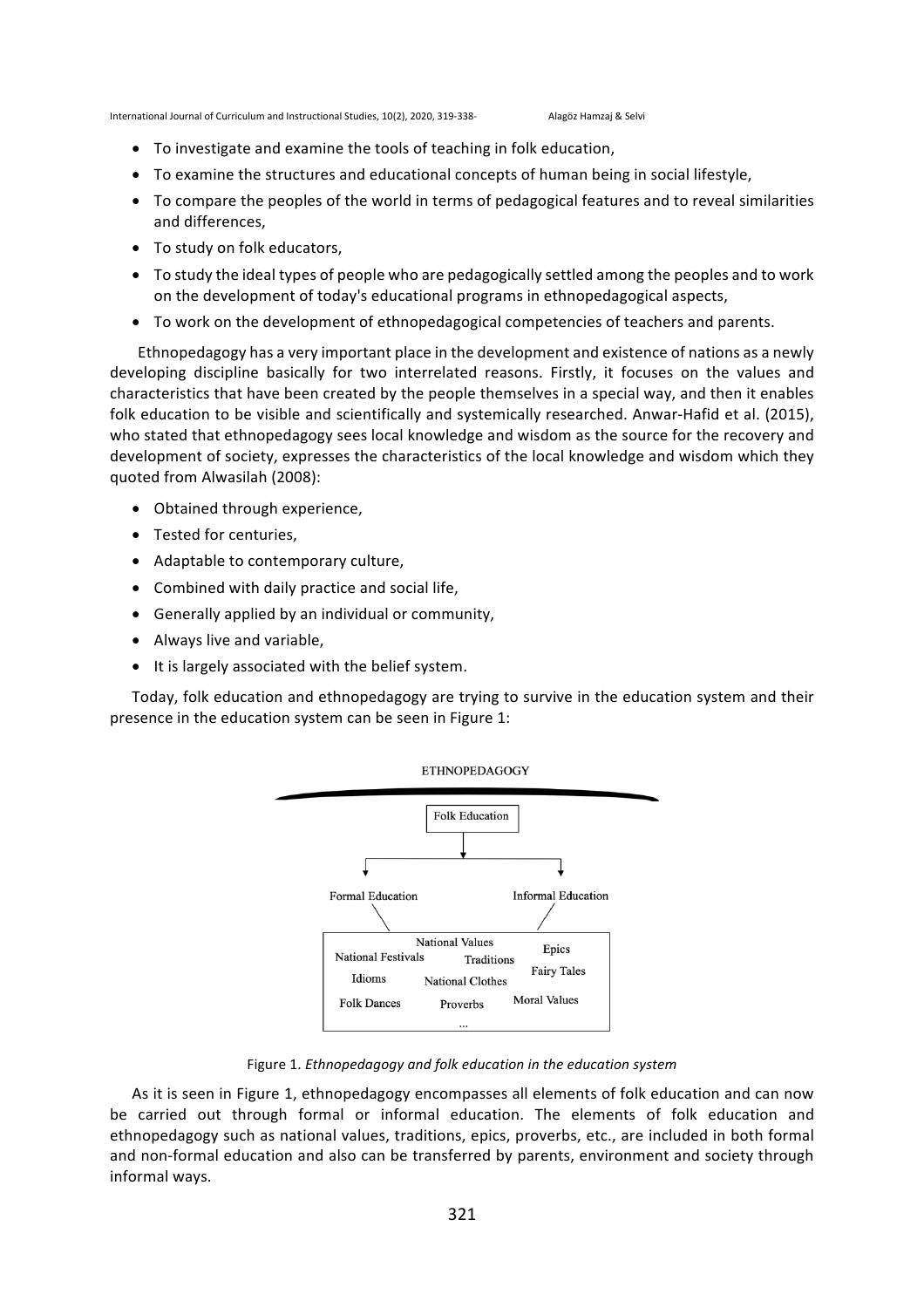- To investigate and examine the tools of teaching in folk education,
- To examine the structures and educational concepts of human being in social lifestyle,
- To compare the peoples of the world in terms of pedagogical features and to reveal similarities and differences,
- To study on folk educators,
- To study the ideal types of people who are pedagogically settled among the peoples and to work on the development of today's educational programs in ethnopedagogical aspects,
- To work on the development of ethnopedagogical competencies of teachers and parents.

Ethnopedagogy has a very important place in the development and existence of nations as a newly developing discipline basically for two interrelated reasons. Firstly, it focuses on the values and characteristics that have been created by the people themselves in a special way, and then it enables folk education to be visible and scientifically and systemically researched. Anwar-Hafid et al. (2015), who stated that ethnopedagogy sees local knowledge and wisdom as the source for the recovery and development of society, expresses the characteristics of the local knowledge and wisdom which they quoted from Alwasilah (2008):

- Obtained through experience,
- Tested for centuries,
- Adaptable to contemporary culture,
- Combined with daily practice and social life,
- Generally applied by an individual or community,
- Always live and variable,
- It is largely associated with the belief system.

Today, folk education and ethnopedagogy are trying to survive in the education system and their presence in the education system can be seen in Figure 1:

ETHNOPEDAGOGY

Folk Education

Formal Education

Informal Education

National Values
National Festivals
Traditions
Epics
Fairy Tales
Idioms
National Clothes
Folk Dances
Proverbs
Moral Values
...

Figure 1. *Ethnopedagogy and folk education in the education system*

As it is seen in Figure 1, ethnopedagogy encompasses all elements of folk education and can now be carried out through formal or informal education. The elements of folk education and ethnopedagogy such as national values, traditions, epics, proverbs, etc., are included in both formal and non-formal education and also can be transferred by parents, environment and society through informal ways.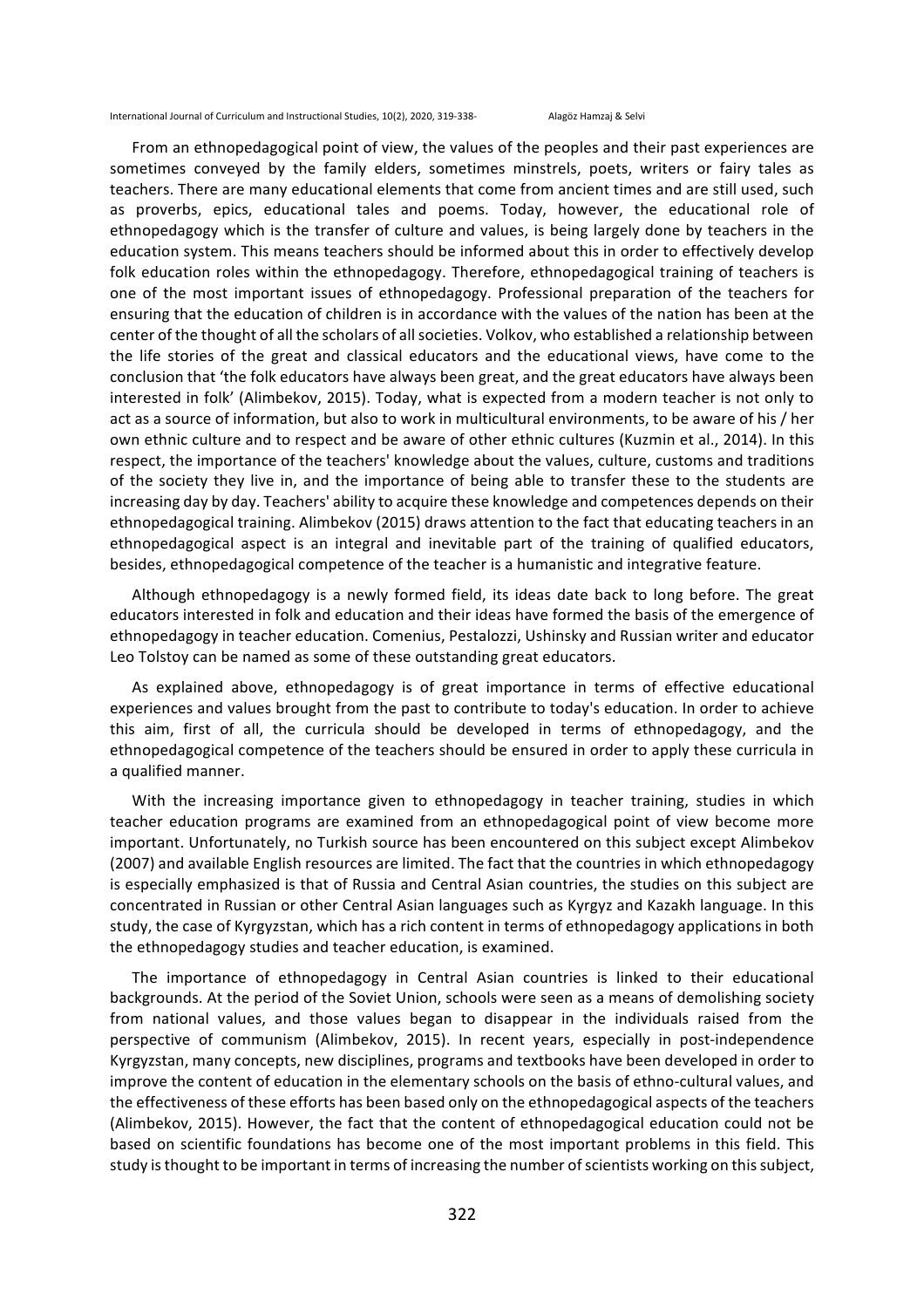From an ethnopedagogical point of view, the values of the peoples and their past experiences are sometimes conveyed by the family elders, sometimes minstrels, poets, writers or fairy tales as teachers. There are many educational elements that come from ancient times and are still used, such as proverbs, epics, educational tales and poems. Today, however, the educational role of ethnopedagogy which is the transfer of culture and values, is being largely done by teachers in the education system. This means teachers should be informed about this in order to effectively develop folk education roles within the ethnopedagogy. Therefore, ethnopedagogical training of teachers is one of the most important issues of ethnopedagogy. Professional preparation of the teachers for ensuring that the education of children is in accordance with the values of the nation has been at the center of the thought of all the scholars of all societies. Volkov, who established a relationship between the life stories of the great and classical educators and the educational views, have come to the conclusion that 'the folk educators have always been great, and the great educators have always been interested in folk' (Alimbekov, 2015). Today, what is expected from a modern teacher is not only to act as a source of information, but also to work in multicultural environments, to be aware of his / her own ethnic culture and to respect and be aware of other ethnic cultures (Kuzmin et al., 2014). In this respect, the importance of the teachers' knowledge about the values, culture, customs and traditions of the society they live in, and the importance of being able to transfer these to the students are increasing day by day. Teachers' ability to acquire these knowledge and competences depends on their ethnopedagogical training. Alimbekov (2015) draws attention to the fact that educating teachers in an ethnopedagogical aspect is an integral and inevitable part of the training of qualified educators, besides, ethnopedagogical competence of the teacher is a humanistic and integrative feature.

Although ethnopedagogy is a newly formed field, its ideas date back to long before. The great educators interested in folk and education and their ideas have formed the basis of the emergence of ethnopedagogy in teacher education. Comenius, Pestalozzi, Ushinsky and Russian writer and educator Leo Tolstoy can be named as some of these outstanding great educators.

As explained above, ethnopedagogy is of great importance in terms of effective educational experiences and values brought from the past to contribute to today's education. In order to achieve this aim, first of all, the curricula should be developed in terms of ethnopedagogy, and the ethnopedagogical competence of the teachers should be ensured in order to apply these curricula in a qualified manner.

With the increasing importance given to ethnopedagogy in teacher training, studies in which teacher education programs are examined from an ethnopedagogical point of view become more important. Unfortunately, no Turkish source has been encountered on this subject except Alimbekov (2007) and available English resources are limited. The fact that the countries in which ethnopedagogy is especially emphasized is that of Russia and Central Asian countries, the studies on this subject are concentrated in Russian or other Central Asian languages such as Kyrgyz and Kazakh language. In this study, the case of Kyrgyzstan, which has a rich content in terms of ethnopedagogy applications in both the ethnopedagogy studies and teacher education, is examined.

The importance of ethnopedagogy in Central Asian countries is linked to their educational backgrounds. At the period of the Soviet Union, schools were seen as a means of demolishing society from national values, and those values began to disappear in the individuals raised from the perspective of communism (Alimbekov, 2015). In recent years, especially in post-independence Kyrgyzstan, many concepts, new disciplines, programs and textbooks have been developed in order to improve the content of education in the elementary schools on the basis of ethno-cultural values, and the effectiveness of these efforts has been based only on the ethnopedagogical aspects of the teachers (Alimbekov, 2015). However, the fact that the content of ethnopedagogical education could not be based on scientific foundations has become one of the most important problems in this field. This study is thought to be important in terms of increasing the number of scientists working on this subject,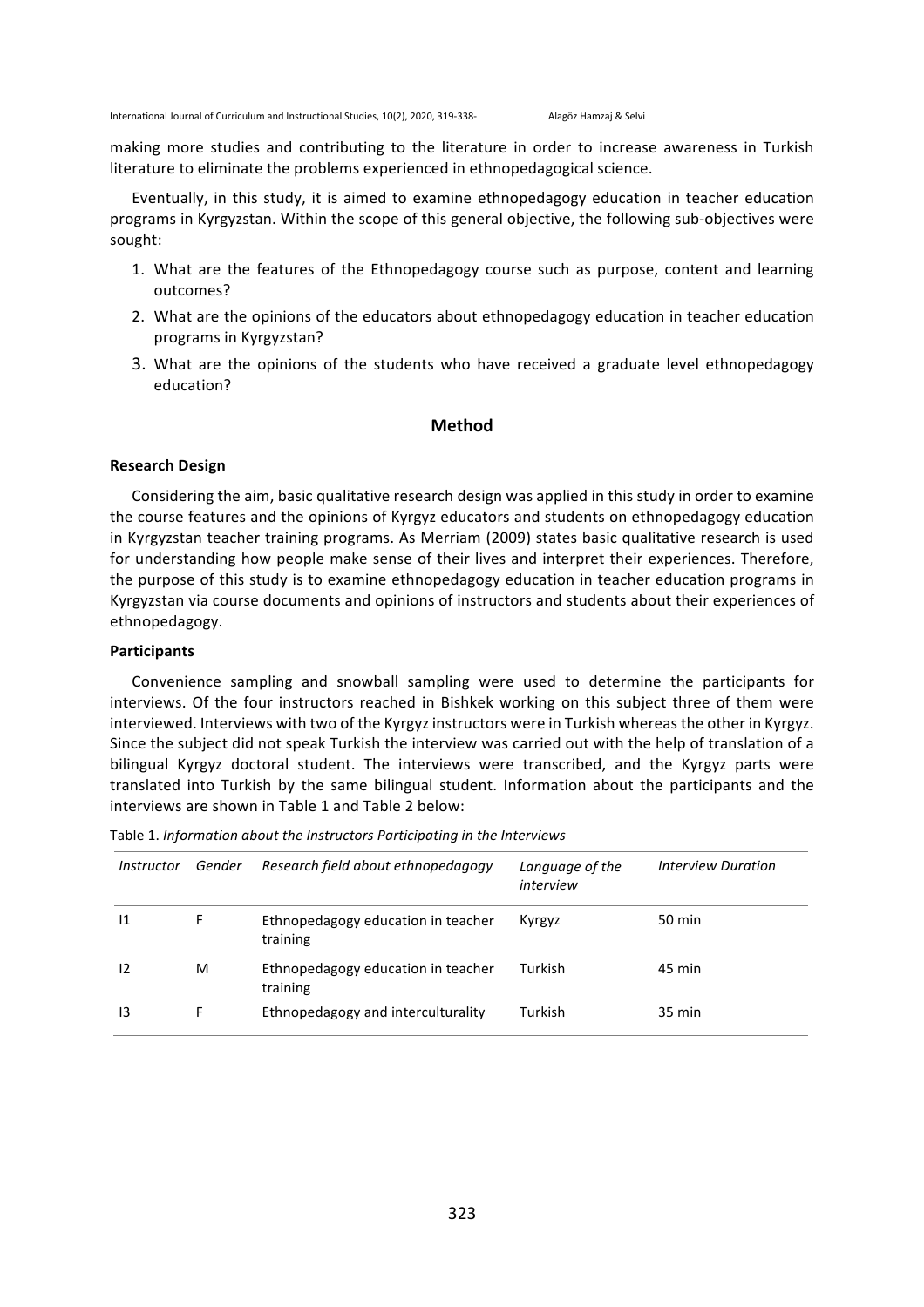making more studies and contributing to the literature in order to increase awareness in Turkish literature to eliminate the problems experienced in ethnopedagogical science.

Eventually, in this study, it is aimed to examine ethnopedagogy education in teacher education programs in Kyrgyzstan. Within the scope of this general objective, the following sub-objectives were sought:

1. What are the features of the Ethnopedagogy course such as purpose, content and learning outcomes?
2. What are the opinions of the educators about ethnopedagogy education in teacher education programs in Kyrgyzstan?
3. What are the opinions of the students who have received a graduate level ethnopedagogy education?

## Method

### Research Design

Considering the aim, basic qualitative research design was applied in this study in order to examine the course features and the opinions of Kyrgyz educators and students on ethnopedagogy education in Kyrgyzstan teacher training programs. As Merriam (2009) states basic qualitative research is used for understanding how people make sense of their lives and interpret their experiences. Therefore, the purpose of this study is to examine ethnopedagogy education in teacher education programs in Kyrgyzstan via course documents and opinions of instructors and students about their experiences of ethnopedagogy.

### Participants

Convenience sampling and snowball sampling were used to determine the participants for interviews. Of the four instructors reached in Bishkek working on this subject three of them were interviewed. Interviews with two of the Kyrgyz instructors were in Turkish whereas the other in Kyrgyz. Since the subject did not speak Turkish the interview was carried out with the help of translation of a bilingual Kyrgyz doctoral student. The interviews were transcribed, and the Kyrgyz parts were translated into Turkish by the same bilingual student. Information about the participants and the interviews are shown in Table 1 and Table 2 below:

Table 1. *Information about the Instructors Participating in the Interviews*

| *Instructor* | *Gender* | *Research field about ethnopedagogy* | *Language of the interview* | *Interview Duration* |
|---|---|---|---|---|
| I1 | F | Ethnopedagogy education in teacher training | Kyrgyz | 50 min |
| I2 | M | Ethnopedagogy education in teacher training | Turkish | 45 min |
| I3 | F | Ethnopedagogy and interculturality | Turkish | 35 min |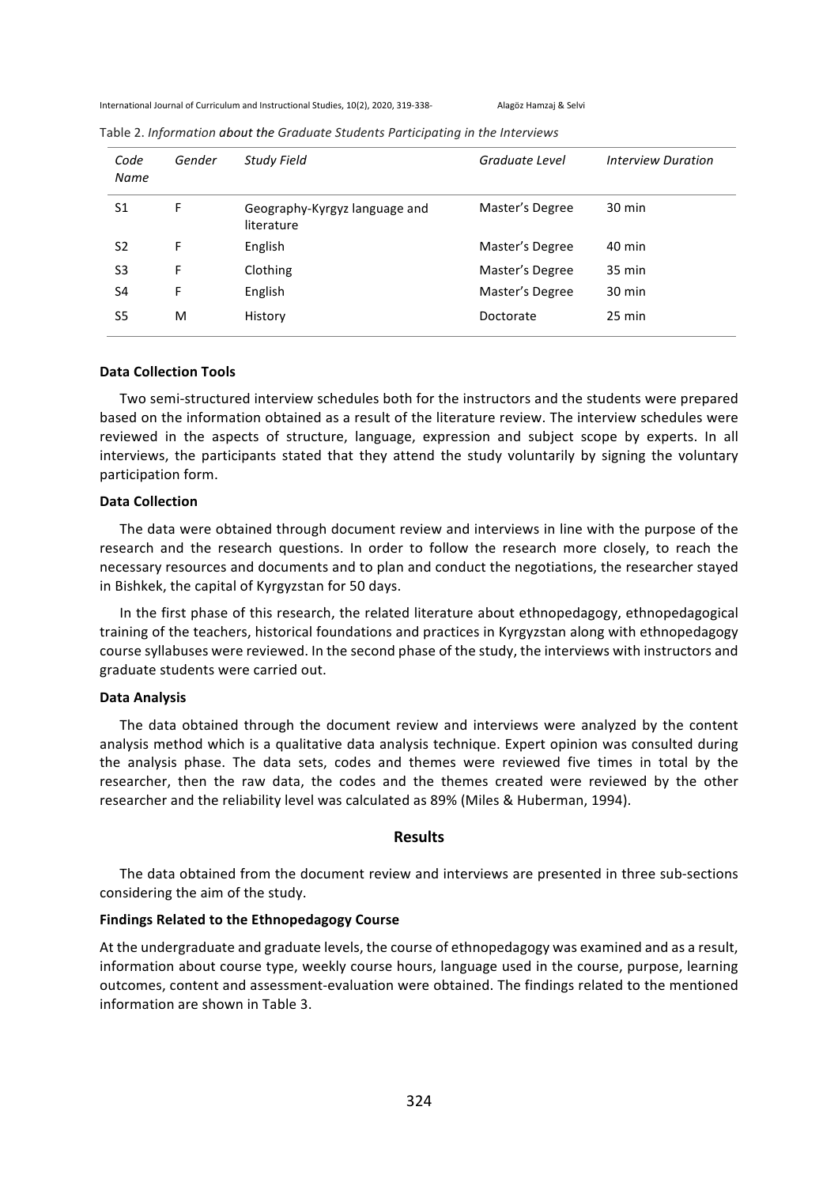Table 2. *Information about the Graduate Students Participating in the Interviews*

| *Code Name* | *Gender* | *Study Field* | *Graduate Level* | *Interview Duration* |
|---|---|---|---|---|
| S1 | F | Geography-Kyrgyz language and literature | Master's Degree | 30 min |
| S2 | F | English | Master's Degree | 40 min |
| S3 | F | Clothing | Master's Degree | 35 min |
| S4 | F | English | Master's Degree | 30 min |
| S5 | M | History | Doctorate | 25 min |

**Data Collection Tools**

Two semi-structured interview schedules both for the instructors and the students were prepared based on the information obtained as a result of the literature review. The interview schedules were reviewed in the aspects of structure, language, expression and subject scope by experts. In all interviews, the participants stated that they attend the study voluntarily by signing the voluntary participation form.

**Data Collection**

The data were obtained through document review and interviews in line with the purpose of the research and the research questions. In order to follow the research more closely, to reach the necessary resources and documents and to plan and conduct the negotiations, the researcher stayed in Bishkek, the capital of Kyrgyzstan for 50 days.

In the first phase of this research, the related literature about ethnopedagogy, ethnopedagogical training of the teachers, historical foundations and practices in Kyrgyzstan along with ethnopedagogy course syllabuses were reviewed. In the second phase of the study, the interviews with instructors and graduate students were carried out.

**Data Analysis**

The data obtained through the document review and interviews were analyzed by the content analysis method which is a qualitative data analysis technique. Expert opinion was consulted during the analysis phase. The data sets, codes and themes were reviewed five times in total by the researcher, then the raw data, the codes and the themes created were reviewed by the other researcher and the reliability level was calculated as 89% (Miles & Huberman, 1994).

## Results

The data obtained from the document review and interviews are presented in three sub-sections considering the aim of the study.

**Findings Related to the Ethnopedagogy Course**

At the undergraduate and graduate levels, the course of ethnopedagogy was examined and as a result, information about course type, weekly course hours, language used in the course, purpose, learning outcomes, content and assessment-evaluation were obtained. The findings related to the mentioned information are shown in Table 3.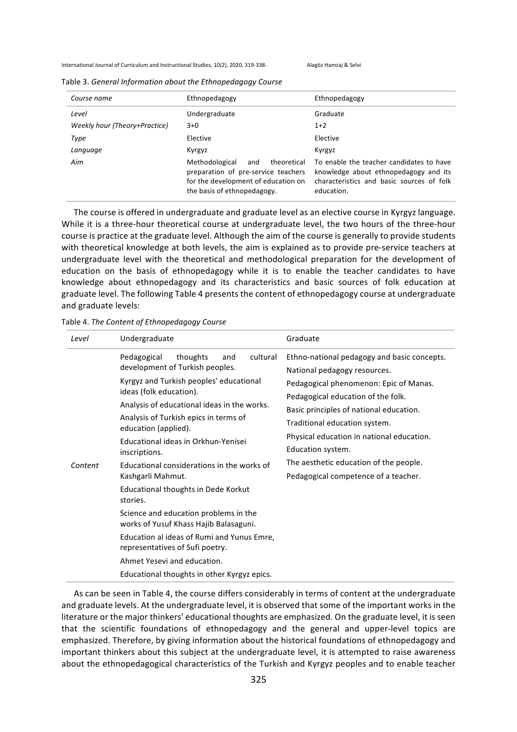Table 3. *General Information about the Ethnopedagogy Course*

| *Course name* | Ethnopedagogy | Ethnopedagogy |
|---|---|---|
| *Level* | Undergraduate | Graduate |
| *Weekly hour (Theory+Practice)* | 3+0 | 1+2 |
| *Type* | Elective | Elective |
| *Language* | Kyrgyz | Kyrgyz |
| *Aim* | Methodological and theoretical preparation of pre-service teachers for the development of education on the basis of ethnopedagogy. | To enable the teacher candidates to have knowledge about ethnopedagogy and its characteristics and basic sources of folk education. |

The course is offered in undergraduate and graduate level as an elective course in Kyrgyz language. While it is a three-hour theoretical course at undergraduate level, the two hours of the three-hour course is practice at the graduate level. Although the aim of the course is generally to provide students with theoretical knowledge at both levels, the aim is explained as to provide pre-service teachers at undergraduate level with the theoretical and methodological preparation for the development of education on the basis of ethnopedagogy while it is to enable the teacher candidates to have knowledge about ethnopedagogy and its characteristics and basic sources of folk education at graduate level. The following Table 4 presents the content of ethnopedagogy course at undergraduate and graduate levels:

Table 4. *The Content of Ethnopedagogy Course*

| *Level* | Undergraduate | Graduate |
|---|---|---|
| *Content* | Pedagogical thoughts and cultural development of Turkish peoples.<br>Kyrgyz and Turkish peoples' educational ideas (folk education).<br>Analysis of educational ideas in the works.<br>Analysis of Turkish epics in terms of education (applied).<br>Educational ideas in Orkhun-Yenisei inscriptions.<br>Educational considerations in the works of Kashgarli Mahmut.<br>Educational thoughts in Dede Korkut stories.<br>Science and education problems in the works of Yusuf Khass Hajib Balasaguni.<br>Education al ideas of Rumi and Yunus Emre, representatives of Sufi poetry.<br>Ahmet Yesevi and education.<br>Educational thoughts in other Kyrgyz epics. | Ethno-national pedagogy and basic concepts.<br>National pedagogy resources.<br>Pedagogical phenomenon: Epic of Manas.<br>Pedagogical education of the folk.<br>Basic principles of national education.<br>Traditional education system.<br>Physical education in national education.<br>Education system.<br>The aesthetic education of the people.<br>Pedagogical competence of a teacher. |

As can be seen in Table 4, the course differs considerably in terms of content at the undergraduate and graduate levels. At the undergraduate level, it is observed that some of the important works in the literature or the major thinkers' educational thoughts are emphasized. On the graduate level, it is seen that the scientific foundations of ethnopedagogy and the general and upper-level topics are emphasized. Therefore, by giving information about the historical foundations of ethnopedagogy and important thinkers about this subject at the undergraduate level, it is attempted to raise awareness about the ethnopedagogical characteristics of the Turkish and Kyrgyz peoples and to enable teacher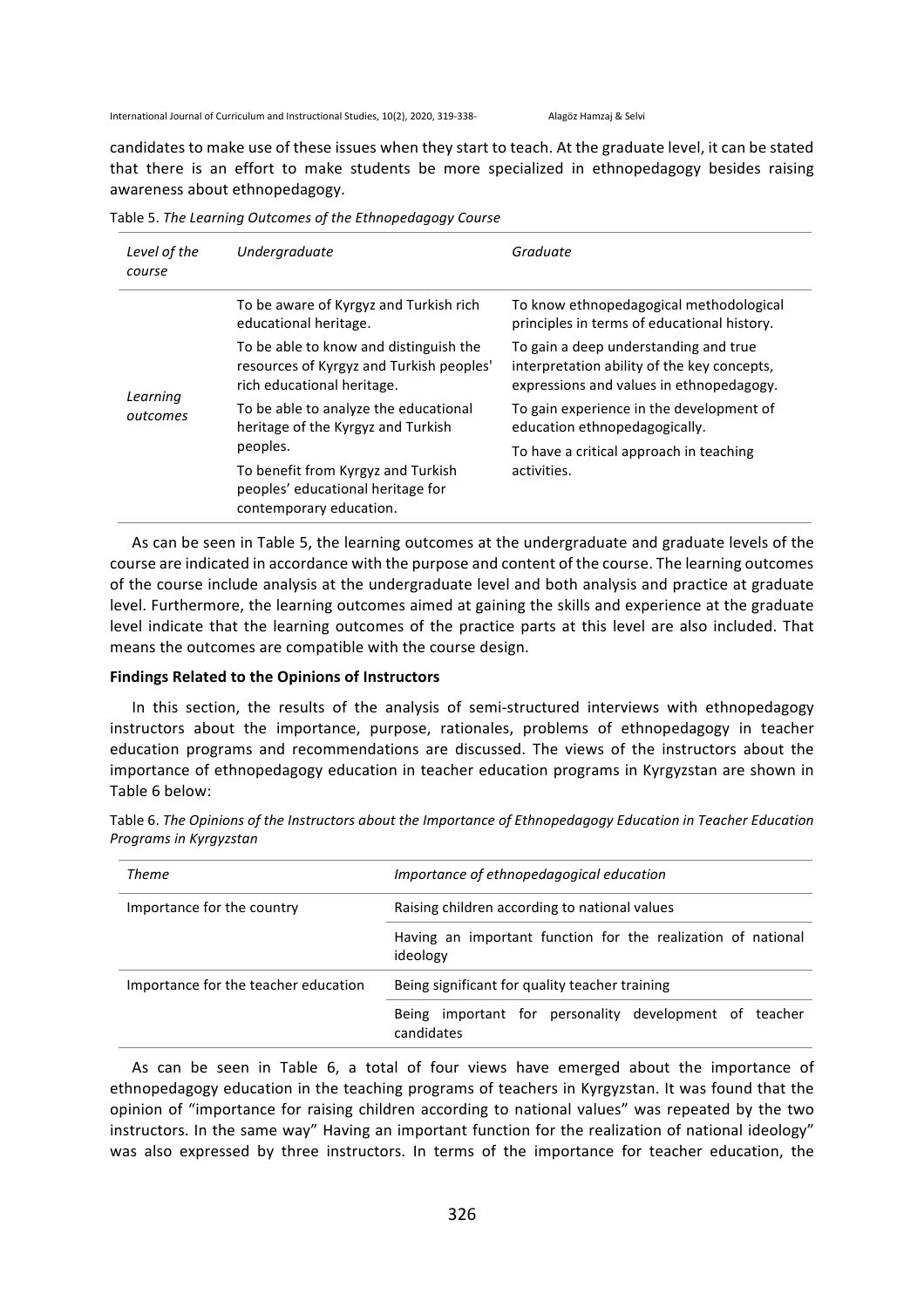candidates to make use of these issues when they start to teach. At the graduate level, it can be stated that there is an effort to make students be more specialized in ethnopedagogy besides raising awareness about ethnopedagogy.

Table 5. *The Learning Outcomes of the Ethnopedagogy Course*

| *Level of the course* | *Undergraduate* | *Graduate* |
|---|---|---|
| *Learning outcomes* | To be aware of Kyrgyz and Turkish rich educational heritage. | To know ethnopedagogical methodological principles in terms of educational history. |
| | To be able to know and distinguish the resources of Kyrgyz and Turkish peoples' rich educational heritage. | To gain a deep understanding and true interpretation ability of the key concepts, expressions and values in ethnopedagogy. |
| | To be able to analyze the educational heritage of the Kyrgyz and Turkish peoples. | To gain experience in the development of education ethnopedagogically. |
| | To benefit from Kyrgyz and Turkish peoples' educational heritage for contemporary education. | To have a critical approach in teaching activities. |

As can be seen in Table 5, the learning outcomes at the undergraduate and graduate levels of the course are indicated in accordance with the purpose and content of the course. The learning outcomes of the course include analysis at the undergraduate level and both analysis and practice at graduate level. Furthermore, the learning outcomes aimed at gaining the skills and experience at the graduate level indicate that the learning outcomes of the practice parts at this level are also included. That means the outcomes are compatible with the course design.

**Findings Related to the Opinions of Instructors**

In this section, the results of the analysis of semi-structured interviews with ethnopedagogy instructors about the importance, purpose, rationales, problems of ethnopedagogy in teacher education programs and recommendations are discussed. The views of the instructors about the importance of ethnopedagogy education in teacher education programs in Kyrgyzstan are shown in Table 6 below:

Table 6. *The Opinions of the Instructors about the Importance of Ethnopedagogy Education in Teacher Education Programs in Kyrgyzstan*

| *Theme* | *Importance of ethnopedagogical education* |
|---|---|
| Importance for the country | Raising children according to national values |
| | Having an important function for the realization of national ideology |
| Importance for the teacher education | Being significant for quality teacher training |
| | Being important for personality development of teacher candidates |

As can be seen in Table 6, a total of four views have emerged about the importance of ethnopedagogy education in the teaching programs of teachers in Kyrgyzstan. It was found that the opinion of "importance for raising children according to national values" was repeated by the two instructors. In the same way" Having an important function for the realization of national ideology" was also expressed by three instructors. In terms of the importance for teacher education, the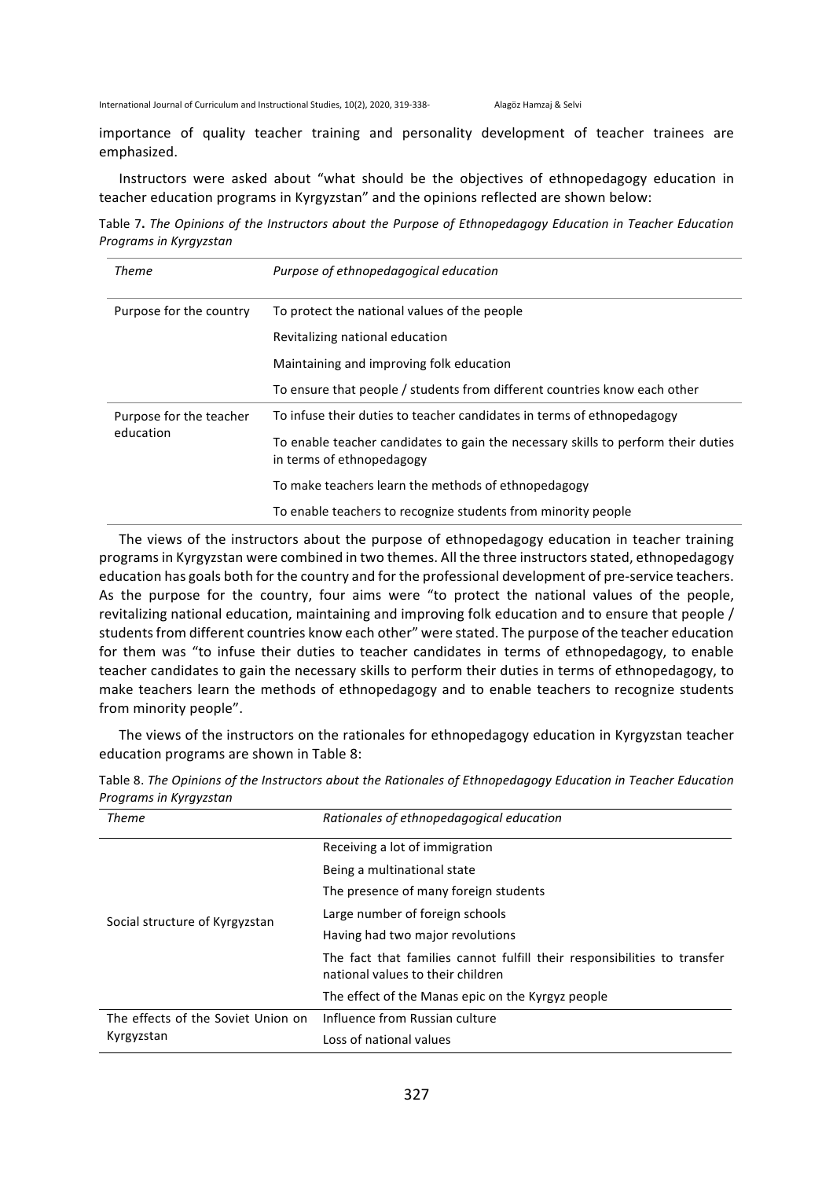importance of quality teacher training and personality development of teacher trainees are emphasized.

Instructors were asked about "what should be the objectives of ethnopedagogy education in teacher education programs in Kyrgyzstan" and the opinions reflected are shown below:

Table 7. *The Opinions of the Instructors about the Purpose of Ethnopedagogy Education in Teacher Education Programs in Kyrgyzstan*

| *Theme* | *Purpose of ethnopedagogical education* |
|---|---|
| Purpose for the country | To protect the national values of the people |
| | Revitalizing national education |
| | Maintaining and improving folk education |
| | To ensure that people / students from different countries know each other |
| Purpose for the teacher education | To infuse their duties to teacher candidates in terms of ethnopedagogy |
| | To enable teacher candidates to gain the necessary skills to perform their duties in terms of ethnopedagogy |
| | To make teachers learn the methods of ethnopedagogy |
| | To enable teachers to recognize students from minority people |

The views of the instructors about the purpose of ethnopedagogy education in teacher training programs in Kyrgyzstan were combined in two themes. All the three instructors stated, ethnopedagogy education has goals both for the country and for the professional development of pre-service teachers. As the purpose for the country, four aims were "to protect the national values of the people, revitalizing national education, maintaining and improving folk education and to ensure that people / students from different countries know each other" were stated. The purpose of the teacher education for them was "to infuse their duties to teacher candidates in terms of ethnopedagogy, to enable teacher candidates to gain the necessary skills to perform their duties in terms of ethnopedagogy, to make teachers learn the methods of ethnopedagogy and to enable teachers to recognize students from minority people".

The views of the instructors on the rationales for ethnopedagogy education in Kyrgyzstan teacher education programs are shown in Table 8:

Table 8. *The Opinions of the Instructors about the Rationales of Ethnopedagogy Education in Teacher Education Programs in Kyrgyzstan*

| *Theme* | *Rationales of ethnopedagogical education* |
|---|---|
| Social structure of Kyrgyzstan | Receiving a lot of immigration |
| | Being a multinational state |
| | The presence of many foreign students |
| | Large number of foreign schools |
| | Having had two major revolutions |
| | The fact that families cannot fulfill their responsibilities to transfer national values to their children |
| | The effect of the Manas epic on the Kyrgyz people |
| The effects of the Soviet Union on Kyrgyzstan | Influence from Russian culture |
| | Loss of national values |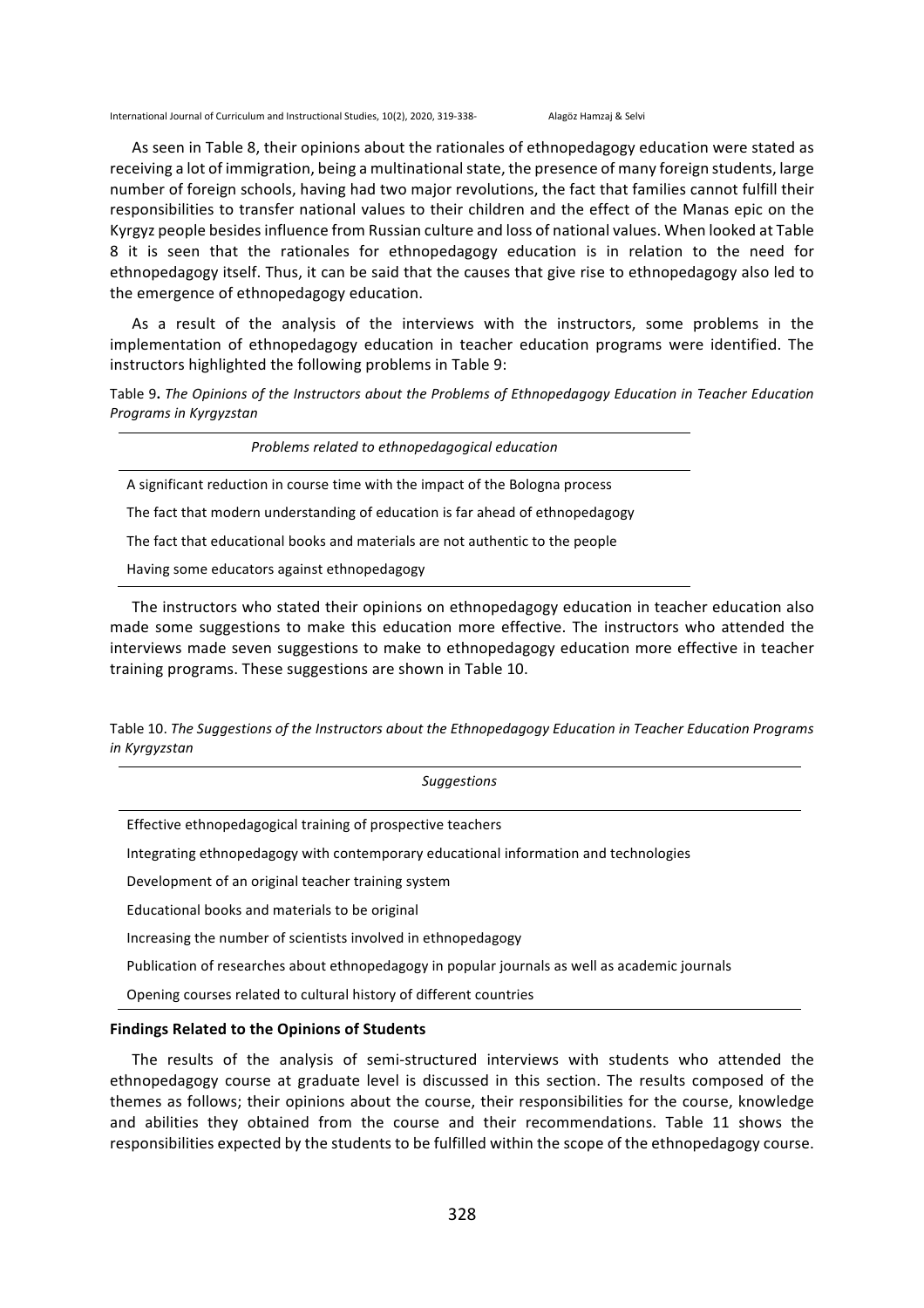As seen in Table 8, their opinions about the rationales of ethnopedagogy education were stated as receiving a lot of immigration, being a multinational state, the presence of many foreign students, large number of foreign schools, having had two major revolutions, the fact that families cannot fulfill their responsibilities to transfer national values to their children and the effect of the Manas epic on the Kyrgyz people besides influence from Russian culture and loss of national values. When looked at Table 8 it is seen that the rationales for ethnopedagogy education is in relation to the need for ethnopedagogy itself. Thus, it can be said that the causes that give rise to ethnopedagogy also led to the emergence of ethnopedagogy education.

As a result of the analysis of the interviews with the instructors, some problems in the implementation of ethnopedagogy education in teacher education programs were identified. The instructors highlighted the following problems in Table 9:

Table 9. *The Opinions of the Instructors about the Problems of Ethnopedagogy Education in Teacher Education Programs in Kyrgyzstan*

| *Problems related to ethnopedagogical education* |
| --- |
| A significant reduction in course time with the impact of the Bologna process |
| The fact that modern understanding of education is far ahead of ethnopedagogy |
| The fact that educational books and materials are not authentic to the people |
| Having some educators against ethnopedagogy |

The instructors who stated their opinions on ethnopedagogy education in teacher education also made some suggestions to make this education more effective. The instructors who attended the interviews made seven suggestions to make to ethnopedagogy education more effective in teacher training programs. These suggestions are shown in Table 10.

Table 10. *The Suggestions of the Instructors about the Ethnopedagogy Education in Teacher Education Programs in Kyrgyzstan*

| *Suggestions* |
| --- |
| Effective ethnopedagogical training of prospective teachers |
| Integrating ethnopedagogy with contemporary educational information and technologies |
| Development of an original teacher training system |
| Educational books and materials to be original |
| Increasing the number of scientists involved in ethnopedagogy |
| Publication of researches about ethnopedagogy in popular journals as well as academic journals |
| Opening courses related to cultural history of different countries |

**Findings Related to the Opinions of Students**

The results of the analysis of semi-structured interviews with students who attended the ethnopedagogy course at graduate level is discussed in this section. The results composed of the themes as follows; their opinions about the course, their responsibilities for the course, knowledge and abilities they obtained from the course and their recommendations. Table 11 shows the responsibilities expected by the students to be fulfilled within the scope of the ethnopedagogy course.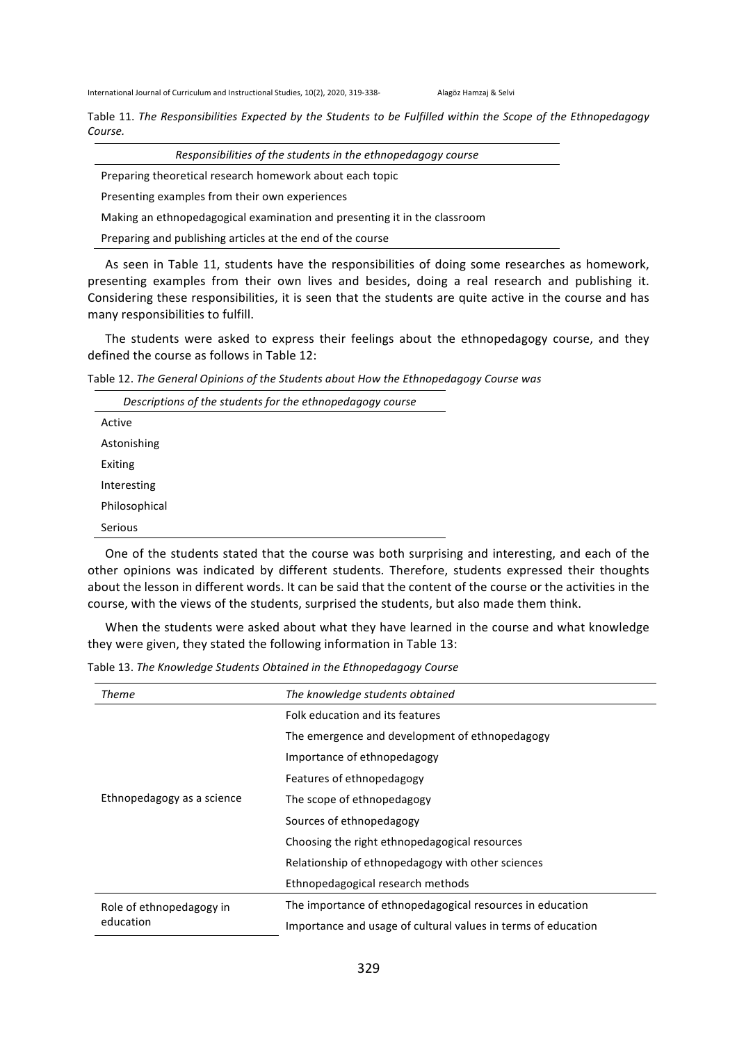Table 11. *The Responsibilities Expected by the Students to be Fulfilled within the Scope of the Ethnopedagogy Course.*

| *Responsibilities of the students in the ethnopedagogy course* |
|---|
| Preparing theoretical research homework about each topic |
| Presenting examples from their own experiences |
| Making an ethnopedagogical examination and presenting it in the classroom |
| Preparing and publishing articles at the end of the course |

As seen in Table 11, students have the responsibilities of doing some researches as homework, presenting examples from their own lives and besides, doing a real research and publishing it. Considering these responsibilities, it is seen that the students are quite active in the course and has many responsibilities to fulfill.

The students were asked to express their feelings about the ethnopedagogy course, and they defined the course as follows in Table 12:

Table 12. *The General Opinions of the Students about How the Ethnopedagogy Course was*

| *Descriptions of the students for the ethnopedagogy course* |
|---|
| Active |
| Astonishing |
| Exiting |
| Interesting |
| Philosophical |
| Serious |

One of the students stated that the course was both surprising and interesting, and each of the other opinions was indicated by different students. Therefore, students expressed their thoughts about the lesson in different words. It can be said that the content of the course or the activities in the course, with the views of the students, surprised the students, but also made them think.

When the students were asked about what they have learned in the course and what knowledge they were given, they stated the following information in Table 13:

Table 13. *The Knowledge Students Obtained in the Ethnopedagogy Course*

| *Theme* | *The knowledge students obtained* |
|---|---|
| Ethnopedagogy as a science | Folk education and its features |
| | The emergence and development of ethnopedagogy |
| | Importance of ethnopedagogy |
| | Features of ethnopedagogy |
| | The scope of ethnopedagogy |
| | Sources of ethnopedagogy |
| | Choosing the right ethnopedagogical resources |
| | Relationship of ethnopedagogy with other sciences |
| | Ethnopedagogical research methods |
| Role of ethnopedagogy in education | The importance of ethnopedagogical resources in education |
| | Importance and usage of cultural values in terms of education |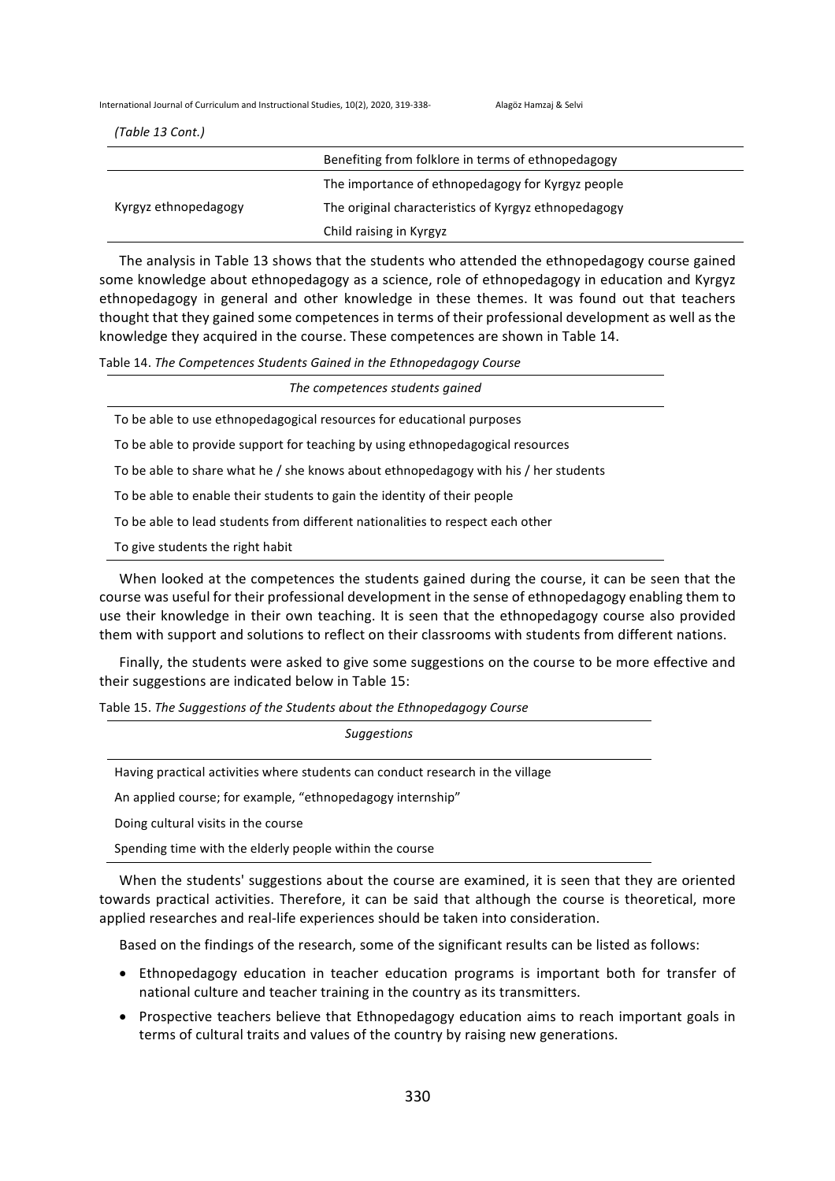*(Table 13 Cont.)*

| | |
|---|---|
| | Benefiting from folklore in terms of ethnopedagogy |
| Kyrgyz ethnopedagogy | The importance of ethnopedagogy for Kyrgyz people |
| | The original characteristics of Kyrgyz ethnopedagogy |
| | Child raising in Kyrgyz |

The analysis in Table 13 shows that the students who attended the ethnopedagogy course gained some knowledge about ethnopedagogy as a science, role of ethnopedagogy in education and Kyrgyz ethnopedagogy in general and other knowledge in these themes. It was found out that teachers thought that they gained some competences in terms of their professional development as well as the knowledge they acquired in the course. These competences are shown in Table 14.

Table 14. *The Competences Students Gained in the Ethnopedagogy Course*

| *The competences students gained* |
|---|
| To be able to use ethnopedagogical resources for educational purposes |
| To be able to provide support for teaching by using ethnopedagogical resources |
| To be able to share what he / she knows about ethnopedagogy with his / her students |
| To be able to enable their students to gain the identity of their people |
| To be able to lead students from different nationalities to respect each other |
| To give students the right habit |

When looked at the competences the students gained during the course, it can be seen that the course was useful for their professional development in the sense of ethnopedagogy enabling them to use their knowledge in their own teaching. It is seen that the ethnopedagogy course also provided them with support and solutions to reflect on their classrooms with students from different nations.

Finally, the students were asked to give some suggestions on the course to be more effective and their suggestions are indicated below in Table 15:

Table 15. *The Suggestions of the Students about the Ethnopedagogy Course*

| *Suggestions* |
|---|
| Having practical activities where students can conduct research in the village |
| An applied course; for example, "ethnopedagogy internship" |
| Doing cultural visits in the course |
| Spending time with the elderly people within the course |

When the students' suggestions about the course are examined, it is seen that they are oriented towards practical activities. Therefore, it can be said that although the course is theoretical, more applied researches and real-life experiences should be taken into consideration.

Based on the findings of the research, some of the significant results can be listed as follows:

- Ethnopedagogy education in teacher education programs is important both for transfer of national culture and teacher training in the country as its transmitters.
- Prospective teachers believe that Ethnopedagogy education aims to reach important goals in terms of cultural traits and values of the country by raising new generations.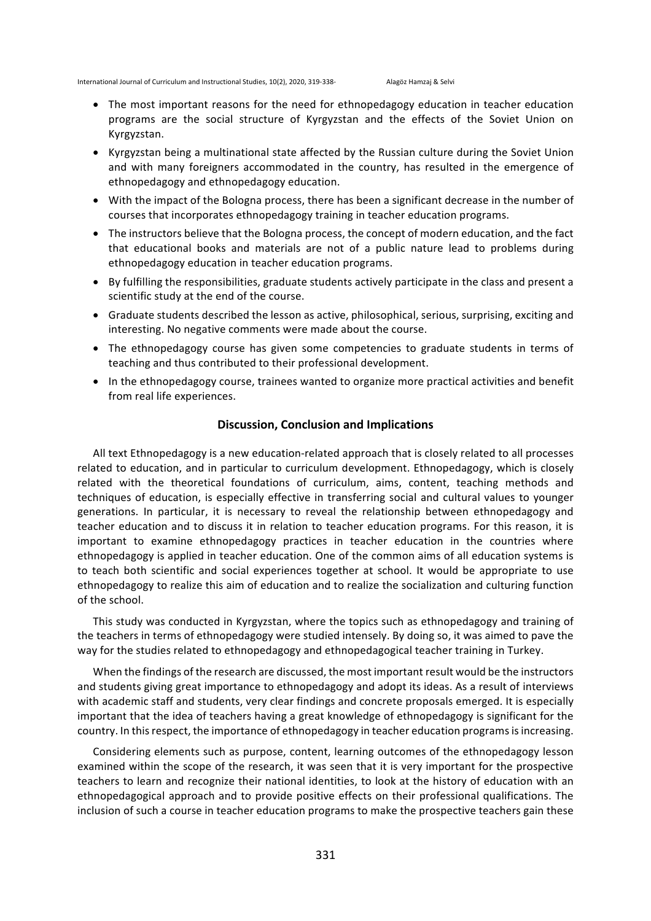- The most important reasons for the need for ethnopedagogy education in teacher education programs are the social structure of Kyrgyzstan and the effects of the Soviet Union on Kyrgyzstan.
- Kyrgyzstan being a multinational state affected by the Russian culture during the Soviet Union and with many foreigners accommodated in the country, has resulted in the emergence of ethnopedagogy and ethnopedagogy education.
- With the impact of the Bologna process, there has been a significant decrease in the number of courses that incorporates ethnopedagogy training in teacher education programs.
- The instructors believe that the Bologna process, the concept of modern education, and the fact that educational books and materials are not of a public nature lead to problems during ethnopedagogy education in teacher education programs.
- By fulfilling the responsibilities, graduate students actively participate in the class and present a scientific study at the end of the course.
- Graduate students described the lesson as active, philosophical, serious, surprising, exciting and interesting. No negative comments were made about the course.
- The ethnopedagogy course has given some competencies to graduate students in terms of teaching and thus contributed to their professional development.
- In the ethnopedagogy course, trainees wanted to organize more practical activities and benefit from real life experiences.

## Discussion, Conclusion and Implications

All text Ethnopedagogy is a new education-related approach that is closely related to all processes related to education, and in particular to curriculum development. Ethnopedagogy, which is closely related with the theoretical foundations of curriculum, aims, content, teaching methods and techniques of education, is especially effective in transferring social and cultural values to younger generations. In particular, it is necessary to reveal the relationship between ethnopedagogy and teacher education and to discuss it in relation to teacher education programs. For this reason, it is important to examine ethnopedagogy practices in teacher education in the countries where ethnopedagogy is applied in teacher education. One of the common aims of all education systems is to teach both scientific and social experiences together at school. It would be appropriate to use ethnopedagogy to realize this aim of education and to realize the socialization and culturing function of the school.

This study was conducted in Kyrgyzstan, where the topics such as ethnopedagogy and training of the teachers in terms of ethnopedagogy were studied intensely. By doing so, it was aimed to pave the way for the studies related to ethnopedagogy and ethnopedagogical teacher training in Turkey.

When the findings of the research are discussed, the most important result would be the instructors and students giving great importance to ethnopedagogy and adopt its ideas. As a result of interviews with academic staff and students, very clear findings and concrete proposals emerged. It is especially important that the idea of teachers having a great knowledge of ethnopedagogy is significant for the country. In this respect, the importance of ethnopedagogy in teacher education programs is increasing.

Considering elements such as purpose, content, learning outcomes of the ethnopedagogy lesson examined within the scope of the research, it was seen that it is very important for the prospective teachers to learn and recognize their national identities, to look at the history of education with an ethnopedagogical approach and to provide positive effects on their professional qualifications. The inclusion of such a course in teacher education programs to make the prospective teachers gain these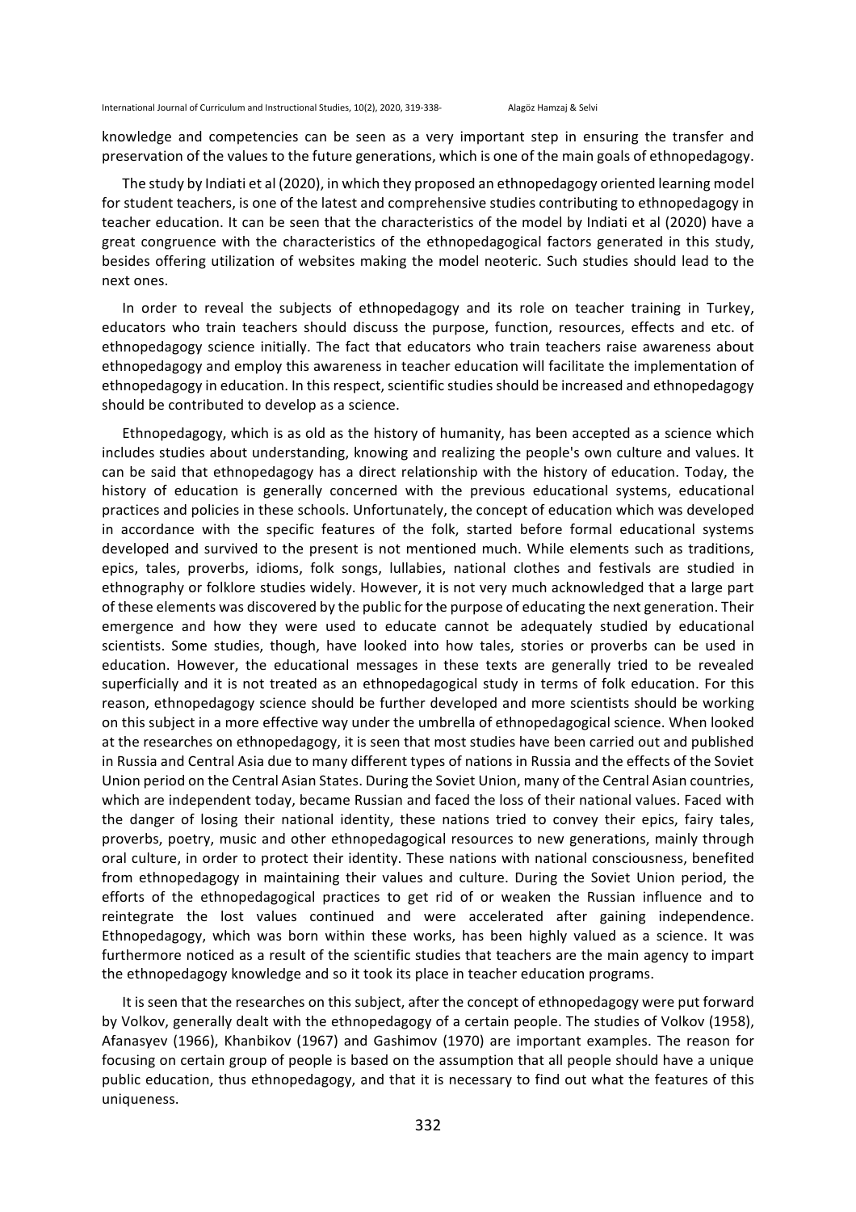knowledge and competencies can be seen as a very important step in ensuring the transfer and preservation of the values to the future generations, which is one of the main goals of ethnopedagogy.

The study by Indiati et al (2020), in which they proposed an ethnopedagogy oriented learning model for student teachers, is one of the latest and comprehensive studies contributing to ethnopedagogy in teacher education. It can be seen that the characteristics of the model by Indiati et al (2020) have a great congruence with the characteristics of the ethnopedagogical factors generated in this study, besides offering utilization of websites making the model neoteric. Such studies should lead to the next ones.

In order to reveal the subjects of ethnopedagogy and its role on teacher training in Turkey, educators who train teachers should discuss the purpose, function, resources, effects and etc. of ethnopedagogy science initially. The fact that educators who train teachers raise awareness about ethnopedagogy and employ this awareness in teacher education will facilitate the implementation of ethnopedagogy in education. In this respect, scientific studies should be increased and ethnopedagogy should be contributed to develop as a science.

Ethnopedagogy, which is as old as the history of humanity, has been accepted as a science which includes studies about understanding, knowing and realizing the people's own culture and values. It can be said that ethnopedagogy has a direct relationship with the history of education. Today, the history of education is generally concerned with the previous educational systems, educational practices and policies in these schools. Unfortunately, the concept of education which was developed in accordance with the specific features of the folk, started before formal educational systems developed and survived to the present is not mentioned much. While elements such as traditions, epics, tales, proverbs, idioms, folk songs, lullabies, national clothes and festivals are studied in ethnography or folklore studies widely. However, it is not very much acknowledged that a large part of these elements was discovered by the public for the purpose of educating the next generation. Their emergence and how they were used to educate cannot be adequately studied by educational scientists. Some studies, though, have looked into how tales, stories or proverbs can be used in education. However, the educational messages in these texts are generally tried to be revealed superficially and it is not treated as an ethnopedagogical study in terms of folk education. For this reason, ethnopedagogy science should be further developed and more scientists should be working on this subject in a more effective way under the umbrella of ethnopedagogical science. When looked at the researches on ethnopedagogy, it is seen that most studies have been carried out and published in Russia and Central Asia due to many different types of nations in Russia and the effects of the Soviet Union period on the Central Asian States. During the Soviet Union, many of the Central Asian countries, which are independent today, became Russian and faced the loss of their national values. Faced with the danger of losing their national identity, these nations tried to convey their epics, fairy tales, proverbs, poetry, music and other ethnopedagogical resources to new generations, mainly through oral culture, in order to protect their identity. These nations with national consciousness, benefited from ethnopedagogy in maintaining their values and culture. During the Soviet Union period, the efforts of the ethnopedagogical practices to get rid of or weaken the Russian influence and to reintegrate the lost values continued and were accelerated after gaining independence. Ethnopedagogy, which was born within these works, has been highly valued as a science. It was furthermore noticed as a result of the scientific studies that teachers are the main agency to impart the ethnopedagogy knowledge and so it took its place in teacher education programs.

It is seen that the researches on this subject, after the concept of ethnopedagogy were put forward by Volkov, generally dealt with the ethnopedagogy of a certain people. The studies of Volkov (1958), Afanasyev (1966), Khanbikov (1967) and Gashimov (1970) are important examples. The reason for focusing on certain group of people is based on the assumption that all people should have a unique public education, thus ethnopedagogy, and that it is necessary to find out what the features of this uniqueness.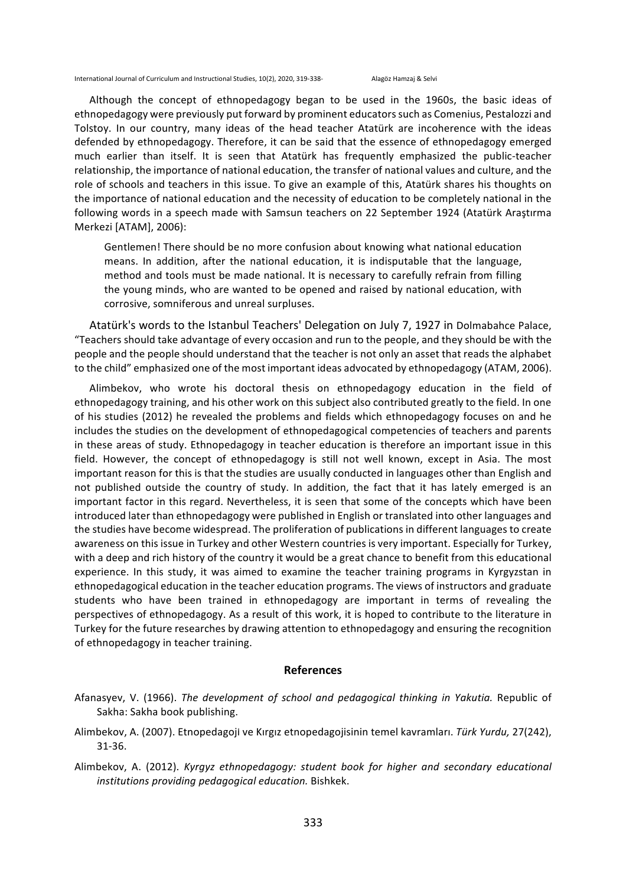Although the concept of ethnopedagogy began to be used in the 1960s, the basic ideas of ethnopedagogy were previously put forward by prominent educators such as Comenius, Pestalozzi and Tolstoy. In our country, many ideas of the head teacher Atatürk are incoherence with the ideas defended by ethnopedagogy. Therefore, it can be said that the essence of ethnopedagogy emerged much earlier than itself. It is seen that Atatürk has frequently emphasized the public-teacher relationship, the importance of national education, the transfer of national values and culture, and the role of schools and teachers in this issue. To give an example of this, Atatürk shares his thoughts on the importance of national education and the necessity of education to be completely national in the following words in a speech made with Samsun teachers on 22 September 1924 (Atatürk Araştırma Merkezi [ATAM], 2006):

> Gentlemen! There should be no more confusion about knowing what national education means. In addition, after the national education, it is indisputable that the language, method and tools must be made national. It is necessary to carefully refrain from filling the young minds, who are wanted to be opened and raised by national education, with corrosive, somniferous and unreal surpluses.

Atatürk's words to the Istanbul Teachers' Delegation on July 7, 1927 in Dolmabahce Palace, "Teachers should take advantage of every occasion and run to the people, and they should be with the people and the people should understand that the teacher is not only an asset that reads the alphabet to the child" emphasized one of the most important ideas advocated by ethnopedagogy (ATAM, 2006).

Alimbekov, who wrote his doctoral thesis on ethnopedagogy education in the field of ethnopedagogy training, and his other work on this subject also contributed greatly to the field. In one of his studies (2012) he revealed the problems and fields which ethnopedagogy focuses on and he includes the studies on the development of ethnopedagogical competencies of teachers and parents in these areas of study. Ethnopedagogy in teacher education is therefore an important issue in this field. However, the concept of ethnopedagogy is still not well known, except in Asia. The most important reason for this is that the studies are usually conducted in languages other than English and not published outside the country of study. In addition, the fact that it has lately emerged is an important factor in this regard. Nevertheless, it is seen that some of the concepts which have been introduced later than ethnopedagogy were published in English or translated into other languages and the studies have become widespread. The proliferation of publications in different languages to create awareness on this issue in Turkey and other Western countries is very important. Especially for Turkey, with a deep and rich history of the country it would be a great chance to benefit from this educational experience. In this study, it was aimed to examine the teacher training programs in Kyrgyzstan in ethnopedagogical education in the teacher education programs. The views of instructors and graduate students who have been trained in ethnopedagogy are important in terms of revealing the perspectives of ethnopedagogy. As a result of this work, it is hoped to contribute to the literature in Turkey for the future researches by drawing attention to ethnopedagogy and ensuring the recognition of ethnopedagogy in teacher training.

## References

Afanasyev, V. (1966). *The development of school and pedagogical thinking in Yakutia.* Republic of Sakha: Sakha book publishing.

Alimbekov, A. (2007). Etnopedagoji ve Kırgız etnopedagojisinin temel kavramları. *Türk Yurdu,* 27(242), 31-36.

Alimbekov, A. (2012). *Kyrgyz ethnopedagogy: student book for higher and secondary educational institutions providing pedagogical education.* Bishkek.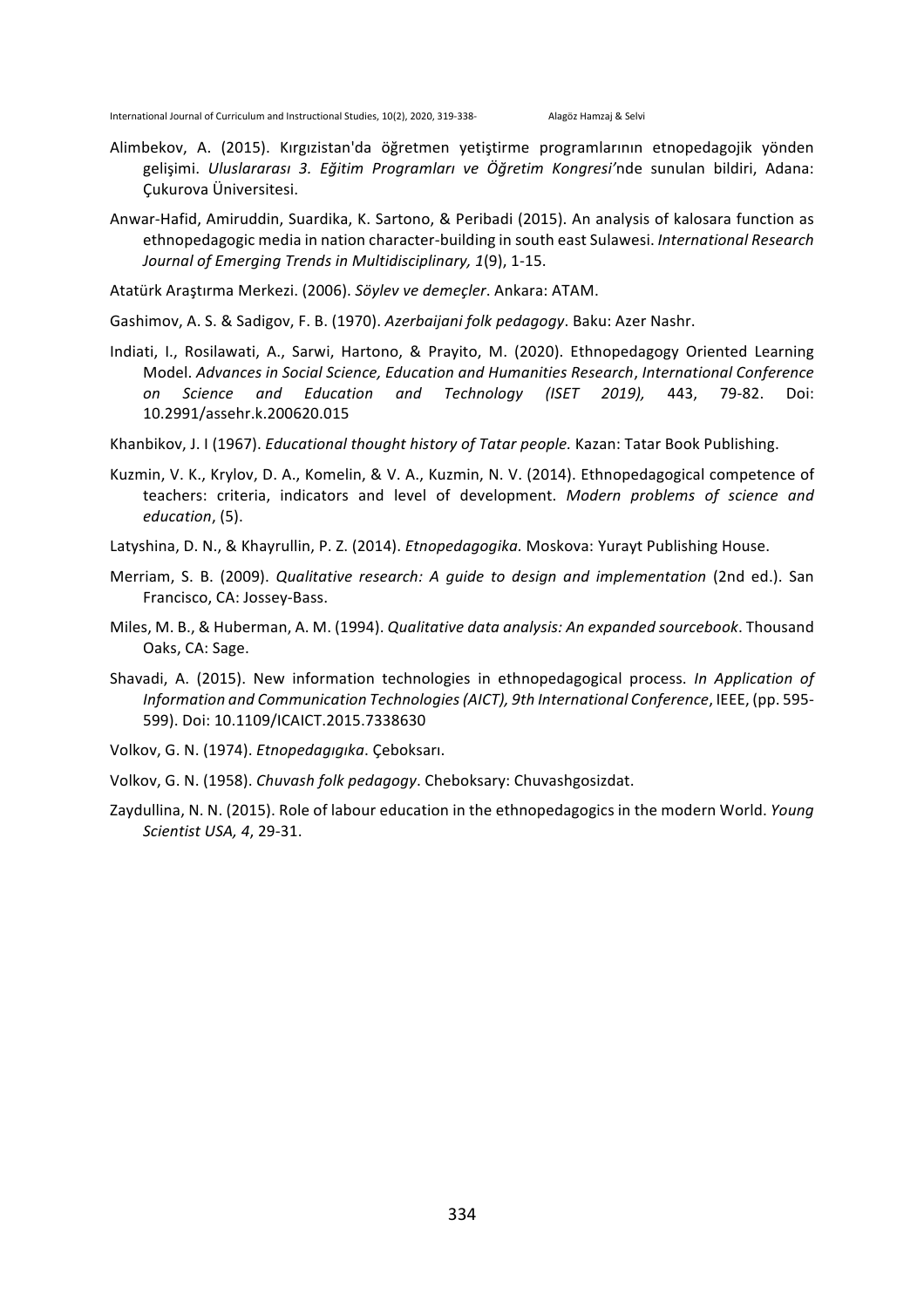Alimbekov, A. (2015). Kırgızistan'da öğretmen yetiştirme programlarının etnopedagojik yönden gelişimi. *Uluslararası 3. Eğitim Programları ve Öğretim Kongresi'*nde sunulan bildiri, Adana: Çukurova Üniversitesi.

Anwar-Hafid, Amiruddin, Suardika, K. Sartono, & Peribadi (2015). An analysis of kalosara function as ethnopedagogic media in nation character-building in south east Sulawesi. *International Research Journal of Emerging Trends in Multidisciplinary, 1*(9), 1-15.

Atatürk Araştırma Merkezi. (2006). *Söylev ve demeçler*. Ankara: ATAM.

Gashimov, A. S. & Sadigov, F. B. (1970). *Azerbaijani folk pedagogy*. Baku: Azer Nashr.

Indiati, I., Rosilawati, A., Sarwi, Hartono, & Prayito, M. (2020). Ethnopedagogy Oriented Learning Model. *Advances in Social Science, Education and Humanities Research*, *International Conference on Science and Education and Technology (ISET 2019),* 443, 79-82. Doi: 10.2991/assehr.k.200620.015

Khanbikov, J. I (1967). *Educational thought history of Tatar people.* Kazan: Tatar Book Publishing.

Kuzmin, V. K., Krylov, D. A., Komelin, & V. A., Kuzmin, N. V. (2014). Ethnopedagogical competence of teachers: criteria, indicators and level of development. *Modern problems of science and education*, (5).

Latyshina, D. N., & Khayrullin, P. Z. (2014). *Etnopedagogika.* Moskova: Yurayt Publishing House.

Merriam, S. B. (2009). *Qualitative research: A guide to design and implementation* (2nd ed.). San Francisco, CA: Jossey-Bass.

Miles, M. B., & Huberman, A. M. (1994). *Qualitative data analysis: An expanded sourcebook*. Thousand Oaks, CA: Sage.

Shavadi, A. (2015). New information technologies in ethnopedagogical process. *In Application of Information and Communication Technologies (AICT), 9th International Conference*, IEEE, (pp. 595-599). Doi: 10.1109/ICAICT.2015.7338630

Volkov, G. N. (1974). *Etnopedagıgıka*. Çeboksarı.

Volkov, G. N. (1958). *Chuvash folk pedagogy*. Cheboksary: Chuvashgosizdat.

Zaydullina, N. N. (2015). Role of labour education in the ethnopedagogics in the modern World. *Young Scientist USA, 4*, 29-31.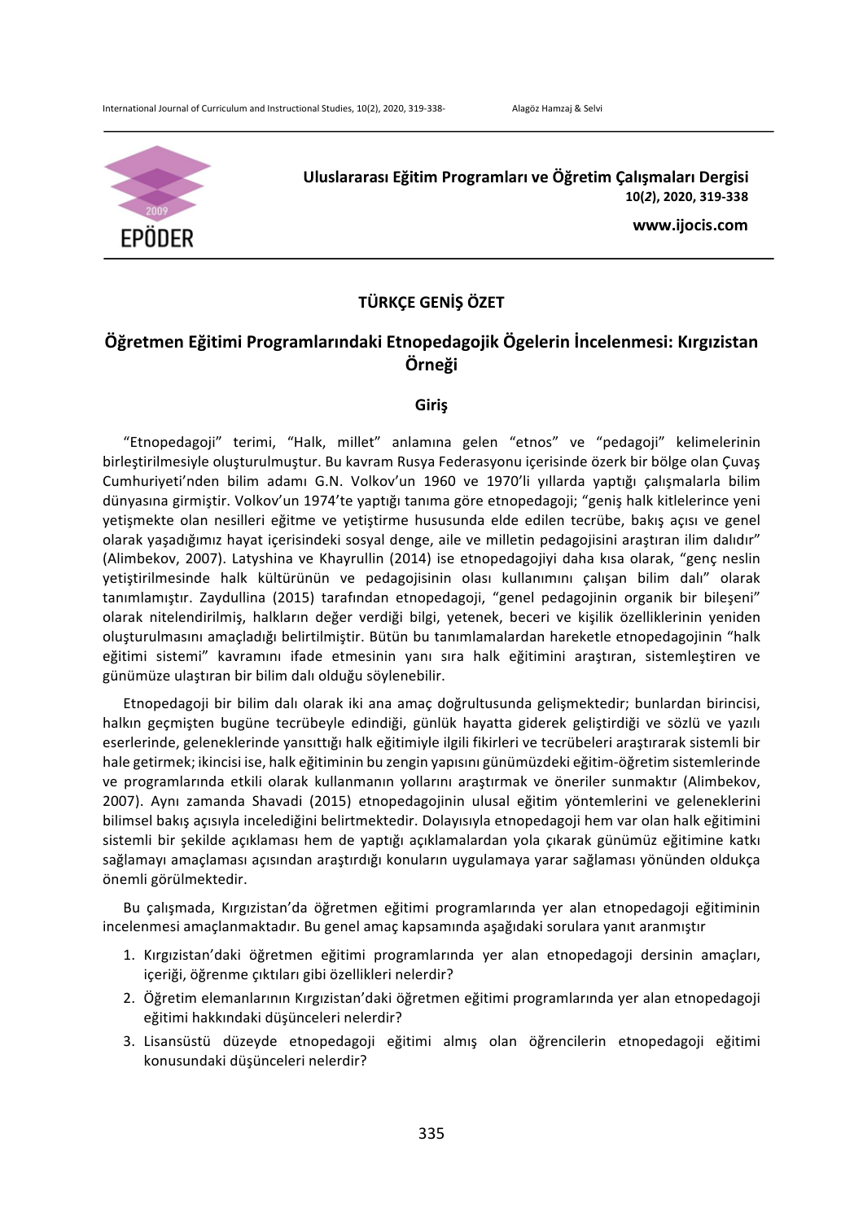## Uluslararası Eğitim Programları ve Öğretim Çalışmaları Dergisi

**10(*2*), 2020, 319-338**

**www.ijocis.com**

### TÜRKÇE GENİŞ ÖZET

# Öğretmen Eğitimi Programlarındaki Etnopedagojik Ögelerin İncelenmesi: Kırgızistan Örneği

## Giriş

“Etnopedagoji” terimi, “Halk, millet” anlamına gelen “etnos” ve “pedagoji” kelimelerinin birleştirilmesiyle oluşturulmuştur. Bu kavram Rusya Federasyonu içerisinde özerk bir bölge olan Çuvaş Cumhuriyeti’nden bilim adamı G.N. Volkov’un 1960 ve 1970’li yıllarda yaptığı çalışmalarla bilim dünyasına girmiştir. Volkov’un 1974’te yaptığı tanıma göre etnopedagoji; “geniş halk kitlelerince yeni yetişmekte olan nesilleri eğitme ve yetiştirme hususunda elde edilen tecrübe, bakış açısı ve genel olarak yaşadığımız hayat içerisindeki sosyal denge, aile ve milletin pedagojisini araştıran ilim dalıdır” (Alimbekov, 2007). Latyshina ve Khayrullin (2014) ise etnopedagojiyi daha kısa olarak, “genç neslin yetiştirilmesinde halk kültürünün ve pedagojisinin olası kullanımını çalışan bilim dalı” olarak tanımlamıştır. Zaydullina (2015) tarafından etnopedagoji, “genel pedagojinin organik bir bileşeni” olarak nitelendirilmiş, halkların değer verdiği bilgi, yetenek, beceri ve kişilik özelliklerinin yeniden oluşturulmasını amaçladığı belirtilmiştir. Bütün bu tanımlamalardan hareketle etnopedagojinin “halk eğitimi sistemi” kavramını ifade etmesinin yanı sıra halk eğitimini araştıran, sistemleştiren ve günümüze ulaştıran bir bilim dalı olduğu söylenebilir.

Etnopedagoji bir bilim dalı olarak iki ana amaç doğrultusunda gelişmektedir; bunlardan birincisi, halkın geçmişten bugüne tecrübeyle edindiği, günlük hayatta giderek geliştirdiği ve sözlü ve yazılı eserlerinde, geleneklerinde yansıttığı halk eğitimiyle ilgili fikirleri ve tecrübeleri araştırarak sistemli bir hale getirmek; ikincisi ise, halk eğitiminin bu zengin yapısını günümüzdeki eğitim-öğretim sistemlerinde ve programlarında etkili olarak kullanmanın yollarını araştırmak ve öneriler sunmaktır (Alimbekov, 2007). Aynı zamanda Shavadi (2015) etnopedagojinin ulusal eğitim yöntemlerini ve geleneklerini bilimsel bakış açısıyla incelediğini belirtmektedir. Dolayısıyla etnopedagoji hem var olan halk eğitimini sistemli bir şekilde açıklaması hem de yaptığı açıklamalardan yola çıkarak günümüz eğitimine katkı sağlamayı amaçlaması açısından araştırdığı konuların uygulamaya yarar sağlaması yönünden oldukça önemli görülmektedir.

Bu çalışmada, Kırgızistan’da öğretmen eğitimi programlarında yer alan etnopedagoji eğitiminin incelenmesi amaçlanmaktadır. Bu genel amaç kapsamında aşağıdaki sorulara yanıt aranmıştır

1. Kırgızistan’daki öğretmen eğitimi programlarında yer alan etnopedagoji dersinin amaçları, içeriği, öğrenme çıktıları gibi özellikleri nelerdir?
2. Öğretim elemanlarının Kırgızistan’daki öğretmen eğitimi programlarında yer alan etnopedagoji eğitimi hakkındaki düşünceleri nelerdir?
3. Lisansüstü düzeyde etnopedagoji eğitimi almış olan öğrencilerin etnopedagoji eğitimi konusundaki düşünceleri nelerdir?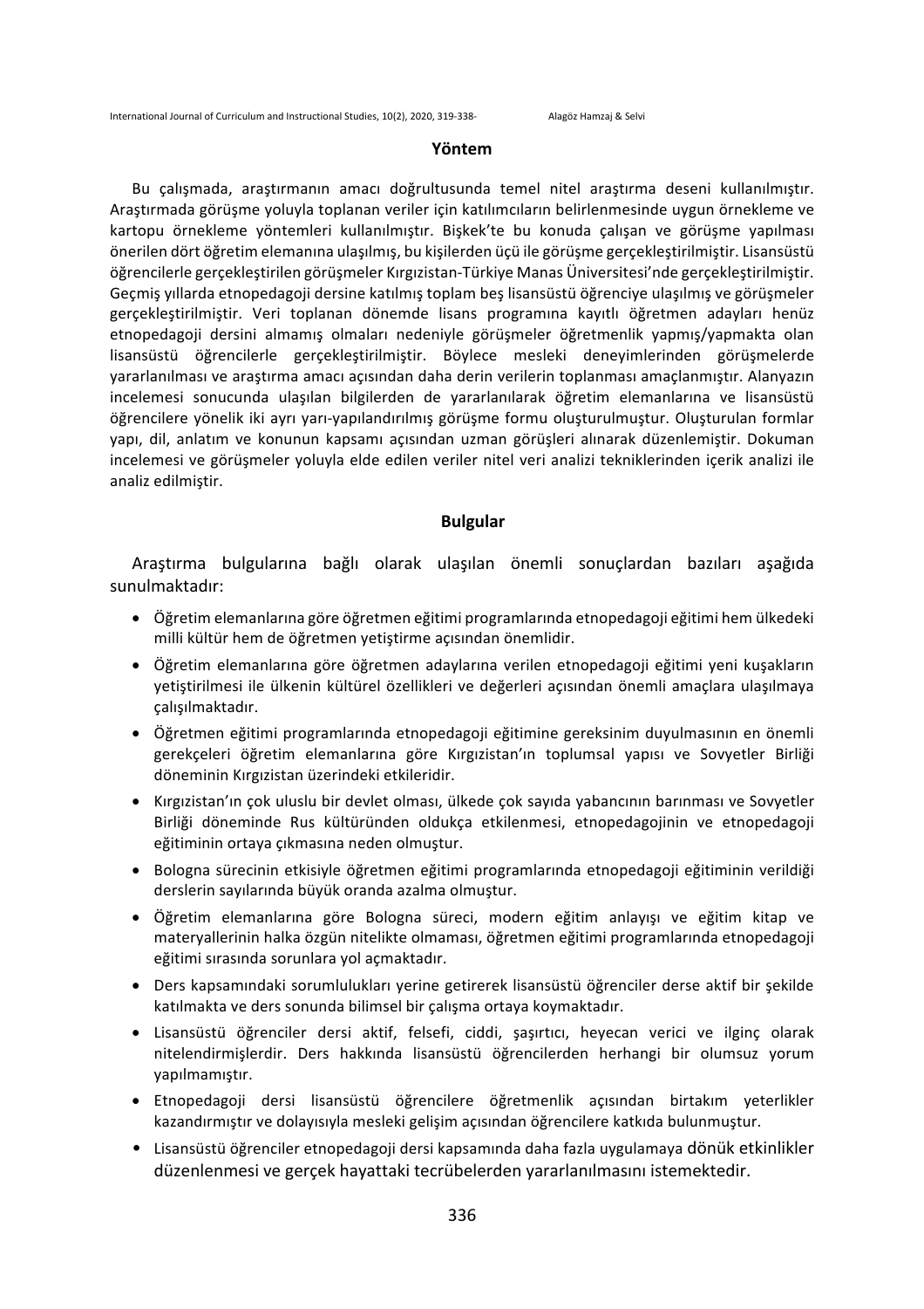## Yöntem

Bu çalışmada, araştırmanın amacı doğrultusunda temel nitel araştırma deseni kullanılmıştır. Araştırmada görüşme yoluyla toplanan veriler için katılımcıların belirlenmesinde uygun örnekleme ve kartopu örnekleme yöntemleri kullanılmıştır. Bişkek'te bu konuda çalışan ve görüşme yapılması önerilen dört öğretim elemanına ulaşılmış, bu kişilerden üçü ile görüşme gerçekleştirilmiştir. Lisansüstü öğrencilerle gerçekleştirilen görüşmeler Kırgızistan-Türkiye Manas Üniversitesi'nde gerçekleştirilmiştir. Geçmiş yıllarda etnopedagoji dersine katılmış toplam beş lisansüstü öğrenciye ulaşılmış ve görüşmeler gerçekleştirilmiştir. Veri toplanan dönemde lisans programına kayıtlı öğretmen adayları henüz etnopedagoji dersini almamış olmaları nedeniyle görüşmeler öğretmenlik yapmış/yapmakta olan lisansüstü öğrencilerle gerçekleştirilmiştir. Böylece mesleki deneyimlerinden görüşmelerde yararlanılması ve araştırma amacı açısından daha derin verilerin toplanması amaçlanmıştır. Alanyazın incelemesi sonucunda ulaşılan bilgilerden de yararlanılarak öğretim elemanlarına ve lisansüstü öğrencilere yönelik iki ayrı yarı-yapılandırılmış görüşme formu oluşturulmuştur. Oluşturulan formlar yapı, dil, anlatım ve konunun kapsamı açısından uzman görüşleri alınarak düzenlemiştir. Dokuman incelemesi ve görüşmeler yoluyla elde edilen veriler nitel veri analizi tekniklerinden içerik analizi ile analiz edilmiştir.

## Bulgular

Araştırma bulgularına bağlı olarak ulaşılan önemli sonuçlardan bazıları aşağıda sunulmaktadır:

- Öğretim elemanlarına göre öğretmen eğitimi programlarında etnopedagoji eğitimi hem ülkedeki milli kültür hem de öğretmen yetiştirme açısından önemlidir.
- Öğretim elemanlarına göre öğretmen adaylarına verilen etnopedagoji eğitimi yeni kuşakların yetiştirilmesi ile ülkenin kültürel özellikleri ve değerleri açısından önemli amaçlara ulaşılmaya çalışılmaktadır.
- Öğretmen eğitimi programlarında etnopedagoji eğitimine gereksinim duyulmasının en önemli gerekçeleri öğretim elemanlarına göre Kırgızistan'ın toplumsal yapısı ve Sovyetler Birliği döneminin Kırgızistan üzerindeki etkileridir.
- Kırgızistan'ın çok uluslu bir devlet olması, ülkede çok sayıda yabancının barınması ve Sovyetler Birliği döneminde Rus kültüründen oldukça etkilenmesi, etnopedagojinin ve etnopedagoji eğitiminin ortaya çıkmasına neden olmuştur.
- Bologna sürecinin etkisiyle öğretmen eğitimi programlarında etnopedagoji eğitiminin verildiği derslerin sayılarında büyük oranda azalma olmuştur.
- Öğretim elemanlarına göre Bologna süreci, modern eğitim anlayışı ve eğitim kitap ve materyallerinin halka özgün nitelikte olmaması, öğretmen eğitimi programlarında etnopedagoji eğitimi sırasında sorunlara yol açmaktadır.
- Ders kapsamındaki sorumlulukları yerine getirerek lisansüstü öğrenciler derse aktif bir şekilde katılmakta ve ders sonunda bilimsel bir çalışma ortaya koymaktadır.
- Lisansüstü öğrenciler dersi aktif, felsefi, ciddi, şaşırtıcı, heyecan verici ve ilginç olarak nitelendirmişlerdir. Ders hakkında lisansüstü öğrencilerden herhangi bir olumsuz yorum yapılmamıştır.
- Etnopedagoji dersi lisansüstü öğrencilere öğretmenlik açısından birtakım yeterlikler kazandırmıştır ve dolayısıyla mesleki gelişim açısından öğrencilere katkıda bulunmuştur.
- Lisansüstü öğrenciler etnopedagoji dersi kapsamında daha fazla uygulamaya dönük etkinlikler düzenlenmesi ve gerçek hayattaki tecrübelerden yararlanılmasını istemektedir.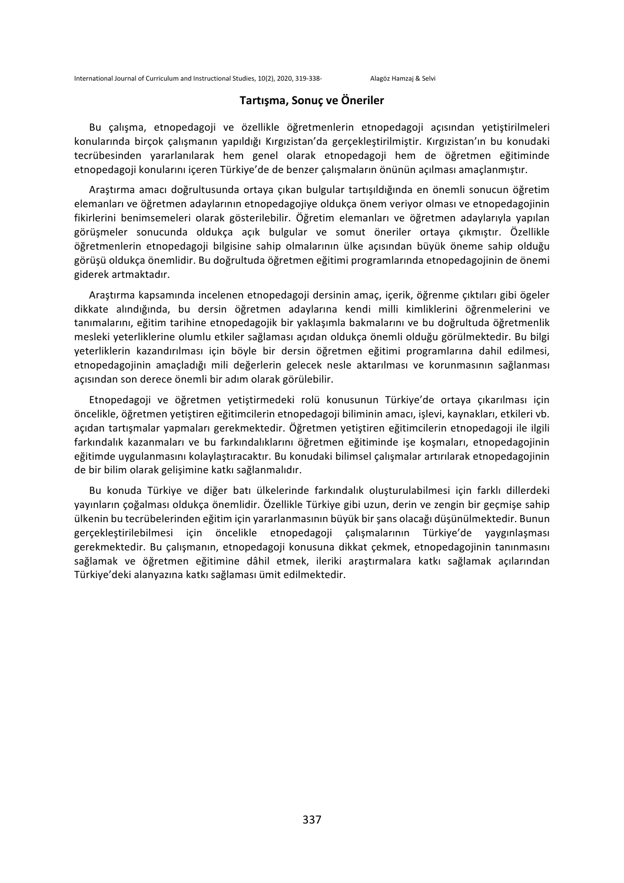## Tartışma, Sonuç ve Öneriler

Bu çalışma, etnopedagoji ve özellikle öğretmenlerin etnopedagoji açısından yetiştirilmeleri konularında birçok çalışmanın yapıldığı Kırgızistan'da gerçekleştirilmiştir. Kırgızistan'ın bu konudaki tecrübesinden yararlanılarak hem genel olarak etnopedagoji hem de öğretmen eğitiminde etnopedagoji konularını içeren Türkiye'de de benzer çalışmaların önünün açılması amaçlanmıştır.

Araştırma amacı doğrultusunda ortaya çıkan bulgular tartışıldığında en önemli sonucun öğretim elemanları ve öğretmen adaylarının etnopedagojiye oldukça önem veriyor olması ve etnopedagojinin fikirlerini benimsemeleri olarak gösterilebilir. Öğretim elemanları ve öğretmen adaylarıyla yapılan görüşmeler sonucunda oldukça açık bulgular ve somut öneriler ortaya çıkmıştır. Özellikle öğretmenlerin etnopedagoji bilgisine sahip olmalarının ülke açısından büyük öneme sahip olduğu görüşü oldukça önemlidir. Bu doğrultuda öğretmen eğitimi programlarında etnopedagojinin de önemi giderek artmaktadır.

Araştırma kapsamında incelenen etnopedagoji dersinin amaç, içerik, öğrenme çıktıları gibi ögeler dikkate alındığında, bu dersin öğretmen adaylarına kendi milli kimliklerini öğrenmelerini ve tanımalarını, eğitim tarihine etnopedagojik bir yaklaşımla bakmalarını ve bu doğrultuda öğretmenlik mesleki yeterliklerine olumlu etkiler sağlaması açıdan oldukça önemli olduğu görülmektedir. Bu bilgi yeterliklerin kazandırılması için böyle bir dersin öğretmen eğitimi programlarına dahil edilmesi, etnopedagojinin amaçladığı mili değerlerin gelecek nesle aktarılması ve korunmasının sağlanması açısından son derece önemli bir adım olarak görülebilir.

Etnopedagoji ve öğretmen yetiştirmedeki rolü konusunun Türkiye'de ortaya çıkarılması için öncelikle, öğretmen yetiştiren eğitimcilerin etnopedagoji biliminin amacı, işlevi, kaynakları, etkileri vb. açıdan tartışmalar yapmaları gerekmektedir. Öğretmen yetiştiren eğitimcilerin etnopedagoji ile ilgili farkındalık kazanmaları ve bu farkındalıklarını öğretmen eğitiminde işe koşmaları, etnopedagojinin eğitimde uygulanmasını kolaylaştıracaktır. Bu konudaki bilimsel çalışmalar artırılarak etnopedagojinin de bir bilim olarak gelişimine katkı sağlanmalıdır.

Bu konuda Türkiye ve diğer batı ülkelerinde farkındalık oluşturulabilmesi için farklı dillerdeki yayınların çoğalması oldukça önemlidir. Özellikle Türkiye gibi uzun, derin ve zengin bir geçmişe sahip ülkenin bu tecrübelerinden eğitim için yararlanmasının büyük bir şans olacağı düşünülmektedir. Bunun gerçekleştirilebilmesi için öncelikle etnopedagoji çalışmalarının Türkiye'de yaygınlaşması gerekmektedir. Bu çalışmanın, etnopedagoji konusuna dikkat çekmek, etnopedagojinin tanınmasını sağlamak ve öğretmen eğitimine dâhil etmek, ileriki araştırmalara katkı sağlamak açılarından Türkiye'deki alanyazına katkı sağlaması ümit edilmektedir.